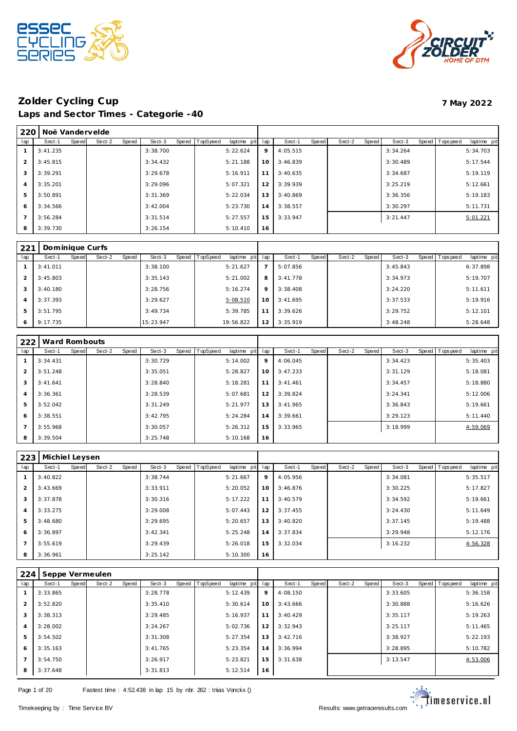## Zolder Cycling Cup

**7 May 2022**

### Laps and Sector Times - Categorie -40

| 220 | Noë Vandervelde | | | | | | | | | | | | | | | | | |
|---|---|---|---|---|---|---|---|---|---|---|---|---|---|---|---|---|---|---|
| lap | Sect-1 | Speed | Sect-2 | Speed | Sect-3 | Speed | TopSpeed | laptime pit | lap | Sect-1 | Speed | Sect-2 | Speed | Sect-3 | Speed | Topspeed | laptime pit |
| 1 | 3:41.235 | | | | 3:38.700 | | | 5:22.624 | 9 | 4:05.515 | | | | 3:34.264 | | | 5:34.703 |
| 2 | 3:45.815 | | | | 3:34.432 | | | 5:21.188 | 10 | 3:46.839 | | | | 3:30.489 | | | 5:17.544 |
| 3 | 3:39.291 | | | | 3:29.678 | | | 5:16.911 | 11 | 3:40.635 | | | | 3:34.687 | | | 5:19.119 |
| 4 | 3:35.201 | | | | 3:29.096 | | | 5:07.321 | 12 | 3:39.939 | | | | 3:25.219 | | | 5:12.661 |
| 5 | 3:50.891 | | | | 3:31.369 | | | 5:22.034 | 13 | 3:40.869 | | | | 3:36.356 | | | 5:19.183 |
| 6 | 3:34.566 | | | | 3:42.004 | | | 5:23.730 | 14 | 3:38.557 | | | | 3:30.297 | | | 5:11.731 |
| 7 | 3:56.284 | | | | 3:31.514 | | | 5:27.557 | 15 | 3:33.947 | | | | 3:21.447 | | | 5:01.221 |
| 8 | 3:39.730 | | | | 3:26.154 | | | 5:10.410 | 16 | | | | | | | | |

| 221 | Dominique Curfs | | | | | | | | | | | | | | | | |
|---|---|---|---|---|---|---|---|---|---|---|---|---|---|---|---|---|---|
| lap | Sect-1 | Speed | Sect-2 | Speed | Sect-3 | Speed | TopSpeed | laptime pit | lap | Sect-1 | Speed | Sect-2 | Speed | Sect-3 | Speed | Topspeed | laptime pit |
| 1 | 3:41.011 | | | | 3:38.100 | | | 5:21.627 | 7 | 5:07.856 | | | | 3:45.843 | | | 6:37.898 |
| 2 | 3:45.803 | | | | 3:35.143 | | | 5:21.002 | 8 | 3:41.778 | | | | 3:34.973 | | | 5:19.707 |
| 3 | 3:40.180 | | | | 3:28.756 | | | 5:16.274 | 9 | 3:38.408 | | | | 3:24.220 | | | 5:11.611 |
| 4 | 3:37.393 | | | | 3:29.627 | | | 5:08.510 | 10 | 3:41.695 | | | | 3:37.533 | | | 5:19.916 |
| 5 | 3:51.795 | | | | 3:49.734 | | | 5:39.785 | 11 | 3:39.626 | | | | 3:29.752 | | | 5:12.101 |
| 6 | 9:17.735 | | | | 15:23.947 | | | 19:56.822 | 12 | 3:35.919 | | | | 3:48.248 | | | 5:28.648 |

| 222 | Ward Rombouts | | | | | | | | | | | | | | | | |
|---|---|---|---|---|---|---|---|---|---|---|---|---|---|---|---|---|---|
| lap | Sect-1 | Speed | Sect-2 | Speed | Sect-3 | Speed | TopSpeed | laptime pit | lap | Sect-1 | Speed | Sect-2 | Speed | Sect-3 | Speed | Topspeed | laptime pit |
| 1 | 3:34.431 | | | | 3:30.729 | | | 5:14.002 | 9 | 4:06.045 | | | | 3:34.423 | | | 5:35.403 |
| 2 | 3:51.248 | | | | 3:35.051 | | | 5:28.827 | 10 | 3:47.233 | | | | 3:31.129 | | | 5:18.081 |
| 3 | 3:41.641 | | | | 3:28.840 | | | 5:18.281 | 11 | 3:41.461 | | | | 3:34.457 | | | 5:18.880 |
| 4 | 3:36.361 | | | | 3:28.539 | | | 5:07.681 | 12 | 3:39.824 | | | | 3:24.341 | | | 5:12.006 |
| 5 | 3:52.042 | | | | 3:31.249 | | | 5:21.977 | 13 | 3:41.965 | | | | 3:36.843 | | | 5:19.661 |
| 6 | 3:38.551 | | | | 3:42.795 | | | 5:24.284 | 14 | 3:39.661 | | | | 3:29.123 | | | 5:11.440 |
| 7 | 3:55.968 | | | | 3:30.057 | | | 5:26.312 | 15 | 3:33.965 | | | | 3:18.999 | | | 4:59.069 |
| 8 | 3:39.504 | | | | 3:25.748 | | | 5:10.168 | 16 | | | | | | | | |

| 223 | Michiel Leysen | | | | | | | | | | | | | | | | |
|---|---|---|---|---|---|---|---|---|---|---|---|---|---|---|---|---|---|
| lap | Sect-1 | Speed | Sect-2 | Speed | Sect-3 | Speed | TopSpeed | laptime pit | lap | Sect-1 | Speed | Sect-2 | Speed | Sect-3 | Speed | Topspeed | laptime pit |
| 1 | 3:40.822 | | | | 3:38.744 | | | 5:21.667 | 9 | 4:05.956 | | | | 3:34.081 | | | 5:35.517 |
| 2 | 3:43.669 | | | | 3:33.911 | | | 5:20.052 | 10 | 3:46.876 | | | | 3:30.225 | | | 5:17.827 |
| 3 | 3:37.878 | | | | 3:30.316 | | | 5:17.222 | 11 | 3:40.579 | | | | 3:34.592 | | | 5:19.661 |
| 4 | 3:33.275 | | | | 3:29.008 | | | 5:07.443 | 12 | 3:37.455 | | | | 3:24.430 | | | 5:11.649 |
| 5 | 3:48.680 | | | | 3:29.695 | | | 5:20.657 | 13 | 3:40.820 | | | | 3:37.145 | | | 5:19.488 |
| 6 | 3:36.897 | | | | 3:42.341 | | | 5:25.248 | 14 | 3:37.834 | | | | 3:29.948 | | | 5:12.176 |
| 7 | 3:55.619 | | | | 3:29.439 | | | 5:26.018 | 15 | 3:32.034 | | | | 3:16.232 | | | 4:56.328 |
| 8 | 3:36.961 | | | | 3:25.142 | | | 5:10.300 | 16 | | | | | | | | |

| 224 | Seppe Vermeulen | | | | | | | | | | | | | | | | |
|---|---|---|---|---|---|---|---|---|---|---|---|---|---|---|---|---|---|
| lap | Sect-1 | Speed | Sect-2 | Speed | Sect-3 | Speed | TopSpeed | laptime pit | lap | Sect-1 | Speed | Sect-2 | Speed | Sect-3 | Speed | Topspeed | laptime pit |
| 1 | 3:33.865 | | | | 3:28.778 | | | 5:12.439 | 9 | 4:08.150 | | | | 3:33.605 | | | 5:36.158 |
| 2 | 3:52.820 | | | | 3:35.410 | | | 5:30.614 | 10 | 3:43.666 | | | | 3:30.888 | | | 5:16.626 |
| 3 | 3:38.313 | | | | 3:29.485 | | | 5:16.937 | 11 | 3:40.429 | | | | 3:35.117 | | | 5:19.263 |
| 4 | 3:28.002 | | | | 3:24.267 | | | 5:02.736 | 12 | 3:32.943 | | | | 3:25.117 | | | 5:11.465 |
| 5 | 3:54.502 | | | | 3:31.308 | | | 5:27.354 | 13 | 3:42.716 | | | | 3:38.927 | | | 5:22.193 |
| 6 | 3:35.163 | | | | 3:41.765 | | | 5:23.354 | 14 | 3:36.994 | | | | 3:28.895 | | | 5:10.782 |
| 7 | 3:54.750 | | | | 3:26.917 | | | 5:23.821 | 15 | 3:31.638 | | | | 3:13.547 | | | 4:53.006 |
| 8 | 3:37.648 | | | | 3:31.813 | | | 5:12.514 | 16 | | | | | | | | |

Fastest time : 4:52.438 in lap 15 by nbr. 262 : Inias Vonckx ()

Timekeeping by : Time Service BV

Results: www.getraceresults.com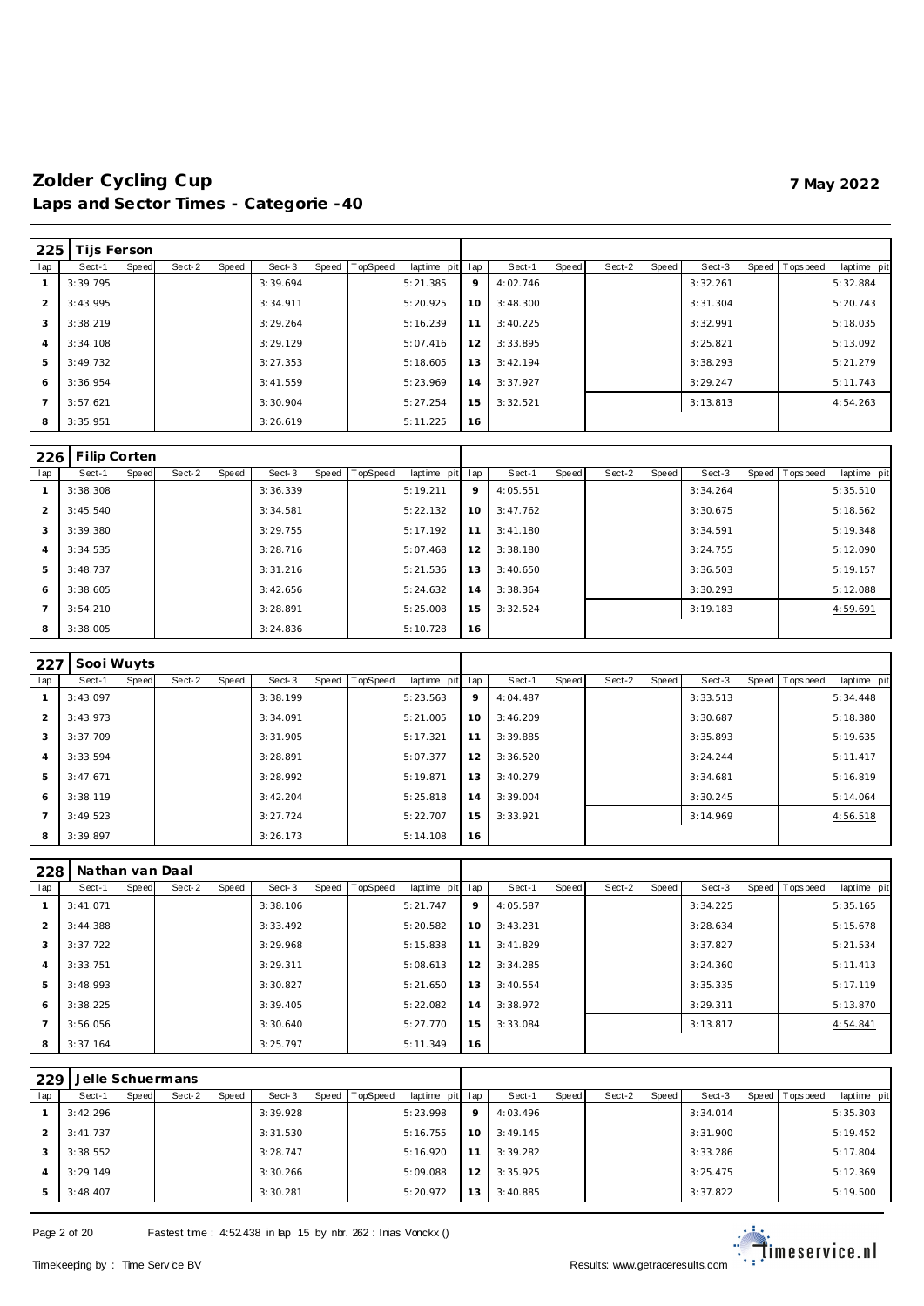# Zolder Cycling Cup

**7 May 2022**

## Laps and Sector Times - Categorie -40

| 225 | Tijs Ferson | | | | | | | | | | | | | | | | |
|---|---|---|---|---|---|---|---|---|---|---|---|---|---|---|---|---|---|
| lap | Sect-1 | Speed | Sect-2 | Speed | Sect-3 | Speed | TopSpeed | laptime pit | lap | Sect-1 | Speed | Sect-2 | Speed | Sect-3 | Speed | Topspeed | laptime pit |
| 1 | 3:39.795 | | | | 3:39.694 | | | 5:21.385 | 9 | 4:02.746 | | | | 3:32.261 | | | 5:32.884 |
| 2 | 3:43.995 | | | | 3:34.911 | | | 5:20.925 | 10 | 3:48.300 | | | | 3:31.304 | | | 5:20.743 |
| 3 | 3:38.219 | | | | 3:29.264 | | | 5:16.239 | 11 | 3:40.225 | | | | 3:32.991 | | | 5:18.035 |
| 4 | 3:34.108 | | | | 3:29.129 | | | 5:07.416 | 12 | 3:33.895 | | | | 3:25.821 | | | 5:13.092 |
| 5 | 3:49.732 | | | | 3:27.353 | | | 5:18.605 | 13 | 3:42.194 | | | | 3:38.293 | | | 5:21.279 |
| 6 | 3:36.954 | | | | 3:41.559 | | | 5:23.969 | 14 | 3:37.927 | | | | 3:29.247 | | | 5:11.743 |
| 7 | 3:57.621 | | | | 3:30.904 | | | 5:27.254 | 15 | 3:32.521 | | | | 3:13.813 | | | 4:54.263 |
| 8 | 3:35.951 | | | | 3:26.619 | | | 5:11.225 | 16 | | | | | | | | |

| 226 | Filip Corten | | | | | | | | | | | | | | | | |
|---|---|---|---|---|---|---|---|---|---|---|---|---|---|---|---|---|---|
| lap | Sect-1 | Speed | Sect-2 | Speed | Sect-3 | Speed | TopSpeed | laptime pit | lap | Sect-1 | Speed | Sect-2 | Speed | Sect-3 | Speed | Topspeed | laptime pit |
| 1 | 3:38.308 | | | | 3:36.339 | | | 5:19.211 | 9 | 4:05.551 | | | | 3:34.264 | | | 5:35.510 |
| 2 | 3:45.540 | | | | 3:34.581 | | | 5:22.132 | 10 | 3:47.762 | | | | 3:30.675 | | | 5:18.562 |
| 3 | 3:39.380 | | | | 3:29.755 | | | 5:17.192 | 11 | 3:41.180 | | | | 3:34.591 | | | 5:19.348 |
| 4 | 3:34.535 | | | | 3:28.716 | | | 5:07.468 | 12 | 3:38.180 | | | | 3:24.755 | | | 5:12.090 |
| 5 | 3:48.737 | | | | 3:31.216 | | | 5:21.536 | 13 | 3:40.650 | | | | 3:36.503 | | | 5:19.157 |
| 6 | 3:38.605 | | | | 3:42.656 | | | 5:24.632 | 14 | 3:38.364 | | | | 3:30.293 | | | 5:12.088 |
| 7 | 3:54.210 | | | | 3:28.891 | | | 5:25.008 | 15 | 3:32.524 | | | | 3:19.183 | | | 4:59.691 |
| 8 | 3:38.005 | | | | 3:24.836 | | | 5:10.728 | 16 | | | | | | | | |

| 227 | Sooi Wuyts | | | | | | | | | | | | | | | | |
|---|---|---|---|---|---|---|---|---|---|---|---|---|---|---|---|---|---|
| lap | Sect-1 | Speed | Sect-2 | Speed | Sect-3 | Speed | TopSpeed | laptime pit | lap | Sect-1 | Speed | Sect-2 | Speed | Sect-3 | Speed | Topspeed | laptime pit |
| 1 | 3:43.097 | | | | 3:38.199 | | | 5:23.563 | 9 | 4:04.487 | | | | 3:33.513 | | | 5:34.448 |
| 2 | 3:43.973 | | | | 3:34.091 | | | 5:21.005 | 10 | 3:46.209 | | | | 3:30.687 | | | 5:18.380 |
| 3 | 3:37.709 | | | | 3:31.905 | | | 5:17.321 | 11 | 3:39.885 | | | | 3:35.893 | | | 5:19.635 |
| 4 | 3:33.594 | | | | 3:28.891 | | | 5:07.377 | 12 | 3:36.520 | | | | 3:24.244 | | | 5:11.417 |
| 5 | 3:47.671 | | | | 3:28.992 | | | 5:19.871 | 13 | 3:40.279 | | | | 3:34.681 | | | 5:16.819 |
| 6 | 3:38.119 | | | | 3:42.204 | | | 5:25.818 | 14 | 3:39.004 | | | | 3:30.245 | | | 5:14.064 |
| 7 | 3:49.523 | | | | 3:27.724 | | | 5:22.707 | 15 | 3:33.921 | | | | 3:14.969 | | | 4:56.518 |
| 8 | 3:39.897 | | | | 3:26.173 | | | 5:14.108 | 16 | | | | | | | | |

| 228 | Nathan van Daal | | | | | | | | | | | | | | | | |
|---|---|---|---|---|---|---|---|---|---|---|---|---|---|---|---|---|---|
| lap | Sect-1 | Speed | Sect-2 | Speed | Sect-3 | Speed | TopSpeed | laptime pit | lap | Sect-1 | Speed | Sect-2 | Speed | Sect-3 | Speed | Topspeed | laptime pit |
| 1 | 3:41.071 | | | | 3:38.106 | | | 5:21.747 | 9 | 4:05.587 | | | | 3:34.225 | | | 5:35.165 |
| 2 | 3:44.388 | | | | 3:33.492 | | | 5:20.582 | 10 | 3:43.231 | | | | 3:28.634 | | | 5:15.678 |
| 3 | 3:37.722 | | | | 3:29.968 | | | 5:15.838 | 11 | 3:41.829 | | | | 3:37.827 | | | 5:21.534 |
| 4 | 3:33.751 | | | | 3:29.311 | | | 5:08.613 | 12 | 3:34.285 | | | | 3:24.360 | | | 5:11.413 |
| 5 | 3:48.993 | | | | 3:30.827 | | | 5:21.650 | 13 | 3:40.554 | | | | 3:35.335 | | | 5:17.119 |
| 6 | 3:38.225 | | | | 3:39.405 | | | 5:22.082 | 14 | 3:38.972 | | | | 3:29.311 | | | 5:13.870 |
| 7 | 3:56.056 | | | | 3:30.640 | | | 5:27.770 | 15 | 3:33.084 | | | | 3:13.817 | | | 4:54.841 |
| 8 | 3:37.164 | | | | 3:25.797 | | | 5:11.349 | 16 | | | | | | | | |

| 229 | Jelle Schuermans | | | | | | | | | | | | | | | | |
|---|---|---|---|---|---|---|---|---|---|---|---|---|---|---|---|---|---|
| lap | Sect-1 | Speed | Sect-2 | Speed | Sect-3 | Speed | TopSpeed | laptime pit | lap | Sect-1 | Speed | Sect-2 | Speed | Sect-3 | Speed | Topspeed | laptime pit |
| 1 | 3:42.296 | | | | 3:39.928 | | | 5:23.998 | 9 | 4:03.496 | | | | 3:34.014 | | | 5:35.303 |
| 2 | 3:41.737 | | | | 3:31.530 | | | 5:16.755 | 10 | 3:49.145 | | | | 3:31.900 | | | 5:19.452 |
| 3 | 3:38.552 | | | | 3:28.747 | | | 5:16.920 | 11 | 3:39.282 | | | | 3:33.286 | | | 5:17.804 |
| 4 | 3:29.149 | | | | 3:30.266 | | | 5:09.088 | 12 | 3:35.925 | | | | 3:25.475 | | | 5:12.369 |
| 5 | 3:48.407 | | | | 3:30.281 | | | 5:20.972 | 13 | 3:40.885 | | | | 3:37.822 | | | 5:19.500 |

Fastest time : 4:52.438 in lap 15 by nbr. 262 : Inias Vonckx ()

Timekeeping by : Time Service BV

Results: www.getraceresults.com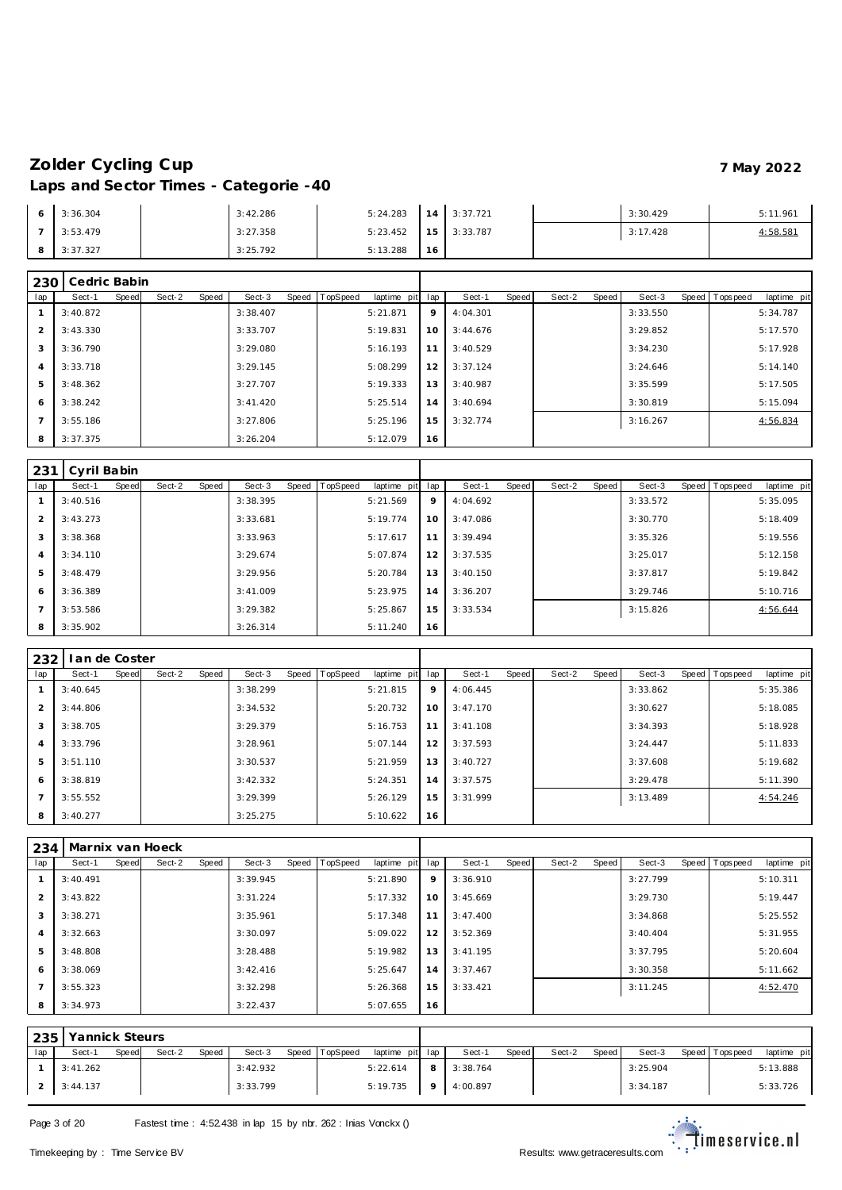# Zolder Cycling Cup

**7 May 2022**

## Laps and Sector Times - Categorie -40

| lap | Sect-1 | Speed | Sect-2 | Speed | Sect-3 | Speed | TopSpeed | laptime pit | lap | Sect-1 | Speed | Sect-2 | Speed | Sect-3 | Speed | Topspeed | laptime pit |
|---|---|---|---|---|---|---|---|---|---|---|---|---|---|---|---|---|---|
| 6 | 3:36.304 | | | | 3:42.286 | | | 5:24.283 | 14 | 3:37.721 | | | | 3:30.429 | | | 5:11.961 |
| 7 | 3:53.479 | | | | 3:27.358 | | | 5:23.452 | 15 | 3:33.787 | | | | 3:17.428 | | | 4:58.581 |
| 8 | 3:37.327 | | | | 3:25.792 | | | 5:13.288 | 16 | | | | | | | | |

### 230 Cedric Babin

| lap | Sect-1 | Speed | Sect-2 | Speed | Sect-3 | Speed | TopSpeed | laptime pit | lap | Sect-1 | Speed | Sect-2 | Speed | Sect-3 | Speed | Topspeed | laptime pit |
|---|---|---|---|---|---|---|---|---|---|---|---|---|---|---|---|---|---|
| 1 | 3:40.872 | | | | 3:38.407 | | | 5:21.871 | 9 | 4:04.301 | | | | 3:33.550 | | | 5:34.787 |
| 2 | 3:43.330 | | | | 3:33.707 | | | 5:19.831 | 10 | 3:44.676 | | | | 3:29.852 | | | 5:17.570 |
| 3 | 3:36.790 | | | | 3:29.080 | | | 5:16.193 | 11 | 3:40.529 | | | | 3:34.230 | | | 5:17.928 |
| 4 | 3:33.718 | | | | 3:29.145 | | | 5:08.299 | 12 | 3:37.124 | | | | 3:24.646 | | | 5:14.140 |
| 5 | 3:48.362 | | | | 3:27.707 | | | 5:19.333 | 13 | 3:40.987 | | | | 3:35.599 | | | 5:17.505 |
| 6 | 3:38.242 | | | | 3:41.420 | | | 5:25.514 | 14 | 3:40.694 | | | | 3:30.819 | | | 5:15.094 |
| 7 | 3:55.186 | | | | 3:27.806 | | | 5:25.196 | 15 | 3:32.774 | | | | 3:16.267 | | | 4:56.834 |
| 8 | 3:37.375 | | | | 3:26.204 | | | 5:12.079 | 16 | | | | | | | | |

### 231 Cyril Babin

| lap | Sect-1 | Speed | Sect-2 | Speed | Sect-3 | Speed | TopSpeed | laptime pit | lap | Sect-1 | Speed | Sect-2 | Speed | Sect-3 | Speed | Topspeed | laptime pit |
|---|---|---|---|---|---|---|---|---|---|---|---|---|---|---|---|---|---|
| 1 | 3:40.516 | | | | 3:38.395 | | | 5:21.569 | 9 | 4:04.692 | | | | 3:33.572 | | | 5:35.095 |
| 2 | 3:43.273 | | | | 3:33.681 | | | 5:19.774 | 10 | 3:47.086 | | | | 3:30.770 | | | 5:18.409 |
| 3 | 3:38.368 | | | | 3:33.963 | | | 5:17.617 | 11 | 3:39.494 | | | | 3:35.326 | | | 5:19.556 |
| 4 | 3:34.110 | | | | 3:29.674 | | | 5:07.874 | 12 | 3:37.535 | | | | 3:25.017 | | | 5:12.158 |
| 5 | 3:48.479 | | | | 3:29.956 | | | 5:20.784 | 13 | 3:40.150 | | | | 3:37.817 | | | 5:19.842 |
| 6 | 3:36.389 | | | | 3:41.009 | | | 5:23.975 | 14 | 3:36.207 | | | | 3:29.746 | | | 5:10.716 |
| 7 | 3:53.586 | | | | 3:29.382 | | | 5:25.867 | 15 | 3:33.534 | | | | 3:15.826 | | | 4:56.644 |
| 8 | 3:35.902 | | | | 3:26.314 | | | 5:11.240 | 16 | | | | | | | | |

### 232 Ian de Coster

| lap | Sect-1 | Speed | Sect-2 | Speed | Sect-3 | Speed | TopSpeed | laptime pit | lap | Sect-1 | Speed | Sect-2 | Speed | Sect-3 | Speed | Topspeed | laptime pit |
|---|---|---|---|---|---|---|---|---|---|---|---|---|---|---|---|---|---|
| 1 | 3:40.645 | | | | 3:38.299 | | | 5:21.815 | 9 | 4:06.445 | | | | 3:33.862 | | | 5:35.386 |
| 2 | 3:44.806 | | | | 3:34.532 | | | 5:20.732 | 10 | 3:47.170 | | | | 3:30.627 | | | 5:18.085 |
| 3 | 3:38.705 | | | | 3:29.379 | | | 5:16.753 | 11 | 3:41.108 | | | | 3:34.393 | | | 5:18.928 |
| 4 | 3:33.796 | | | | 3:28.961 | | | 5:07.144 | 12 | 3:37.593 | | | | 3:24.447 | | | 5:11.833 |
| 5 | 3:51.110 | | | | 3:30.537 | | | 5:21.959 | 13 | 3:40.727 | | | | 3:37.608 | | | 5:19.682 |
| 6 | 3:38.819 | | | | 3:42.332 | | | 5:24.351 | 14 | 3:37.575 | | | | 3:29.478 | | | 5:11.390 |
| 7 | 3:55.552 | | | | 3:29.399 | | | 5:26.129 | 15 | 3:31.999 | | | | 3:13.489 | | | 4:54.246 |
| 8 | 3:40.277 | | | | 3:25.275 | | | 5:10.622 | 16 | | | | | | | | |

### 234 Marnix van Hoeck

| lap | Sect-1 | Speed | Sect-2 | Speed | Sect-3 | Speed | TopSpeed | laptime pit | lap | Sect-1 | Speed | Sect-2 | Speed | Sect-3 | Speed | Topspeed | laptime pit |
|---|---|---|---|---|---|---|---|---|---|---|---|---|---|---|---|---|---|
| 1 | 3:40.491 | | | | 3:39.945 | | | 5:21.890 | 9 | 3:36.910 | | | | 3:27.799 | | | 5:10.311 |
| 2 | 3:43.822 | | | | 3:31.224 | | | 5:17.332 | 10 | 3:45.669 | | | | 3:29.730 | | | 5:19.447 |
| 3 | 3:38.271 | | | | 3:35.961 | | | 5:17.348 | 11 | 3:47.400 | | | | 3:34.868 | | | 5:25.552 |
| 4 | 3:32.663 | | | | 3:30.097 | | | 5:09.022 | 12 | 3:52.369 | | | | 3:40.404 | | | 5:31.955 |
| 5 | 3:48.808 | | | | 3:28.488 | | | 5:19.982 | 13 | 3:41.195 | | | | 3:37.795 | | | 5:20.604 |
| 6 | 3:38.069 | | | | 3:42.416 | | | 5:25.647 | 14 | 3:37.467 | | | | 3:30.358 | | | 5:11.662 |
| 7 | 3:55.323 | | | | 3:32.298 | | | 5:26.368 | 15 | 3:33.421 | | | | 3:11.245 | | | 4:52.470 |
| 8 | 3:34.973 | | | | 3:22.437 | | | 5:07.655 | 16 | | | | | | | | |

### 235 Yannick Steurs

| lap | Sect-1 | Speed | Sect-2 | Speed | Sect-3 | Speed | TopSpeed | laptime pit | lap | Sect-1 | Speed | Sect-2 | Speed | Sect-3 | Speed | Topspeed | laptime pit |
|---|---|---|---|---|---|---|---|---|---|---|---|---|---|---|---|---|---|
| 1 | 3:41.262 | | | | 3:42.932 | | | 5:22.614 | 8 | 3:38.764 | | | | 3:25.904 | | | 5:13.888 |
| 2 | 3:44.137 | | | | 3:33.799 | | | 5:19.735 | 9 | 4:00.897 | | | | 3:34.187 | | | 5:33.726 |

Fastest time : 4:52.438 in lap 15 by nbr. 262 : Inias Vonckx ()

Timekeeping by : Time Service BV

Results: www.getraceresults.com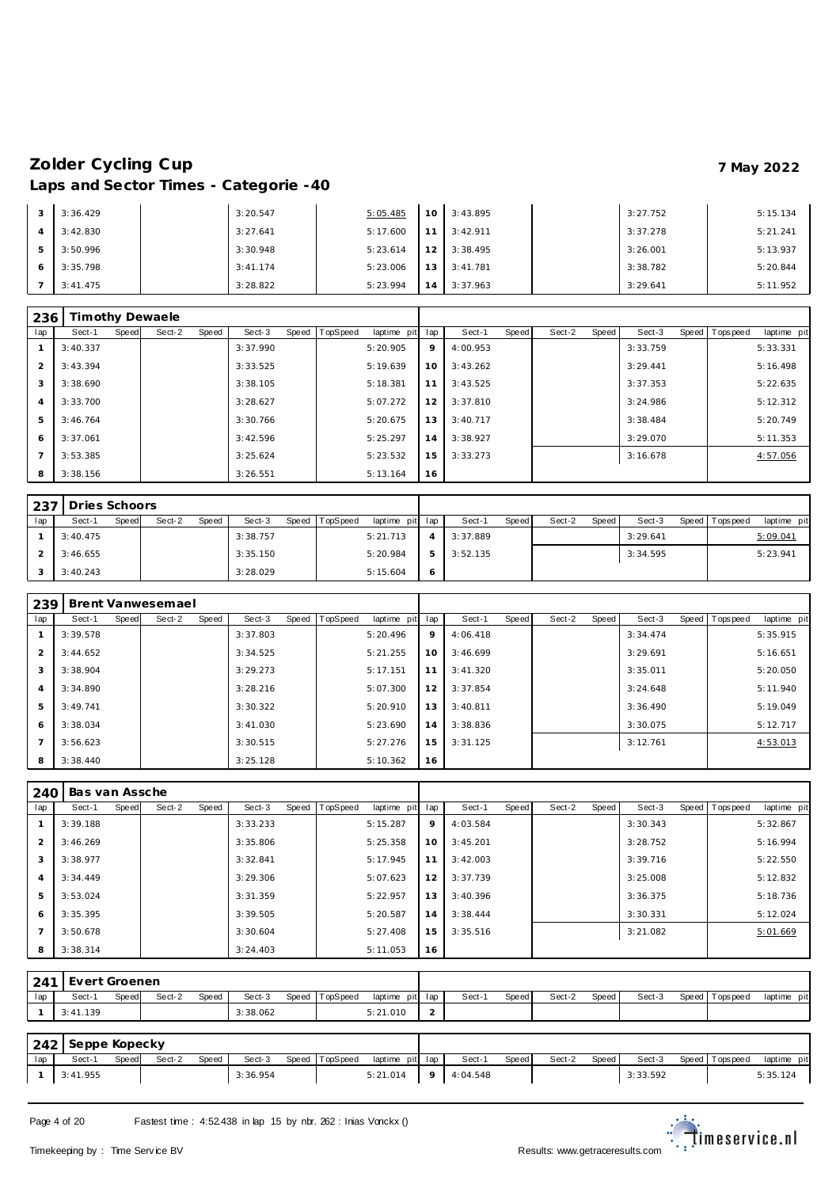# Zolder Cycling Cup

**7 May 2022**

## Laps and Sector Times - Categorie -40

| lap | Sect-1 | Speed | Sect-2 | Speed | Sect-3 | Speed | TopSpeed | laptime pit | lap | Sect-1 | Speed | Sect-2 | Speed | Sect-3 | Speed | Topspeed | laptime pit |
|---|---|---|---|---|---|---|---|---|---|---|---|---|---|---|---|---|---|
| 3 | 3:36.429 | | | | 3:20.547 | | | 5:05.485 | 10 | 3:43.895 | | | | 3:27.752 | | | 5:15.134 |
| 4 | 3:42.830 | | | | 3:27.641 | | | 5:17.600 | 11 | 3:42.911 | | | | 3:37.278 | | | 5:21.241 |
| 5 | 3:50.996 | | | | 3:30.948 | | | 5:23.614 | 12 | 3:38.495 | | | | 3:26.001 | | | 5:13.937 |
| 6 | 3:35.798 | | | | 3:41.174 | | | 5:23.006 | 13 | 3:41.781 | | | | 3:38.782 | | | 5:20.844 |
| 7 | 3:41.475 | | | | 3:28.822 | | | 5:23.994 | 14 | 3:37.963 | | | | 3:29.641 | | | 5:11.952 |

### 236 Timothy Dewaele

| lap | Sect-1 | Speed | Sect-2 | Speed | Sect-3 | Speed | TopSpeed | laptime pit | lap | Sect-1 | Speed | Sect-2 | Speed | Sect-3 | Speed | Topspeed | laptime pit |
|---|---|---|---|---|---|---|---|---|---|---|---|---|---|---|---|---|---|
| 1 | 3:40.337 | | | | 3:37.990 | | | 5:20.905 | 9 | 4:00.953 | | | | 3:33.759 | | | 5:33.331 |
| 2 | 3:43.394 | | | | 3:33.525 | | | 5:19.639 | 10 | 3:43.262 | | | | 3:29.441 | | | 5:16.498 |
| 3 | 3:38.690 | | | | 3:38.105 | | | 5:18.381 | 11 | 3:43.525 | | | | 3:37.353 | | | 5:22.635 |
| 4 | 3:33.700 | | | | 3:28.627 | | | 5:07.272 | 12 | 3:37.810 | | | | 3:24.986 | | | 5:12.312 |
| 5 | 3:46.764 | | | | 3:30.766 | | | 5:20.675 | 13 | 3:40.717 | | | | 3:38.484 | | | 5:20.749 |
| 6 | 3:37.061 | | | | 3:42.596 | | | 5:25.297 | 14 | 3:38.927 | | | | 3:29.070 | | | 5:11.353 |
| 7 | 3:53.385 | | | | 3:25.624 | | | 5:23.532 | 15 | 3:33.273 | | | | 3:16.678 | | | 4:57.056 |
| 8 | 3:38.156 | | | | 3:26.551 | | | 5:13.164 | 16 | | | | | | | | |

### 237 Dries Schoors

| lap | Sect-1 | Speed | Sect-2 | Speed | Sect-3 | Speed | TopSpeed | laptime pit | lap | Sect-1 | Speed | Sect-2 | Speed | Sect-3 | Speed | Topspeed | laptime pit |
|---|---|---|---|---|---|---|---|---|---|---|---|---|---|---|---|---|---|
| 1 | 3:40.475 | | | | 3:38.757 | | | 5:21.713 | 4 | 3:37.889 | | | | 3:29.641 | | | 5:09.041 |
| 2 | 3:46.655 | | | | 3:35.150 | | | 5:20.984 | 5 | 3:52.135 | | | | 3:34.595 | | | 5:23.941 |
| 3 | 3:40.243 | | | | 3:28.029 | | | 5:15.604 | 6 | | | | | | | | |

### 239 Brent Vanwesemael

| lap | Sect-1 | Speed | Sect-2 | Speed | Sect-3 | Speed | TopSpeed | laptime pit | lap | Sect-1 | Speed | Sect-2 | Speed | Sect-3 | Speed | Topspeed | laptime pit |
|---|---|---|---|---|---|---|---|---|---|---|---|---|---|---|---|---|---|
| 1 | 3:39.578 | | | | 3:37.803 | | | 5:20.496 | 9 | 4:06.418 | | | | 3:34.474 | | | 5:35.915 |
| 2 | 3:44.652 | | | | 3:34.525 | | | 5:21.255 | 10 | 3:46.699 | | | | 3:29.691 | | | 5:16.651 |
| 3 | 3:38.904 | | | | 3:29.273 | | | 5:17.151 | 11 | 3:41.320 | | | | 3:35.011 | | | 5:20.050 |
| 4 | 3:34.890 | | | | 3:28.216 | | | 5:07.300 | 12 | 3:37.854 | | | | 3:24.648 | | | 5:11.940 |
| 5 | 3:49.741 | | | | 3:30.322 | | | 5:20.910 | 13 | 3:40.811 | | | | 3:36.490 | | | 5:19.049 |
| 6 | 3:38.034 | | | | 3:41.030 | | | 5:23.690 | 14 | 3:38.836 | | | | 3:30.075 | | | 5:12.717 |
| 7 | 3:56.623 | | | | 3:30.515 | | | 5:27.276 | 15 | 3:31.125 | | | | 3:12.761 | | | 4:53.013 |
| 8 | 3:38.440 | | | | 3:25.128 | | | 5:10.362 | 16 | | | | | | | | |

### 240 Bas van Assche

| lap | Sect-1 | Speed | Sect-2 | Speed | Sect-3 | Speed | TopSpeed | laptime pit | lap | Sect-1 | Speed | Sect-2 | Speed | Sect-3 | Speed | Topspeed | laptime pit |
|---|---|---|---|---|---|---|---|---|---|---|---|---|---|---|---|---|---|
| 1 | 3:39.188 | | | | 3:33.233 | | | 5:15.287 | 9 | 4:03.584 | | | | 3:30.343 | | | 5:32.867 |
| 2 | 3:46.269 | | | | 3:35.806 | | | 5:25.358 | 10 | 3:45.201 | | | | 3:28.752 | | | 5:16.994 |
| 3 | 3:38.977 | | | | 3:32.841 | | | 5:17.945 | 11 | 3:42.003 | | | | 3:39.716 | | | 5:22.550 |
| 4 | 3:34.449 | | | | 3:29.306 | | | 5:07.623 | 12 | 3:37.739 | | | | 3:25.008 | | | 5:12.832 |
| 5 | 3:53.024 | | | | 3:31.359 | | | 5:22.957 | 13 | 3:40.396 | | | | 3:36.375 | | | 5:18.736 |
| 6 | 3:35.395 | | | | 3:39.505 | | | 5:20.587 | 14 | 3:38.444 | | | | 3:30.331 | | | 5:12.024 |
| 7 | 3:50.678 | | | | 3:30.604 | | | 5:27.408 | 15 | 3:35.516 | | | | 3:21.082 | | | 5:01.669 |
| 8 | 3:38.314 | | | | 3:24.403 | | | 5:11.053 | 16 | | | | | | | | |

### 241 Evert Groenen

| lap | Sect-1 | Speed | Sect-2 | Speed | Sect-3 | Speed | TopSpeed | laptime pit | lap | Sect-1 | Speed | Sect-2 | Speed | Sect-3 | Speed | Topspeed | laptime pit |
|---|---|---|---|---|---|---|---|---|---|---|---|---|---|---|---|---|---|
| 1 | 3:41.139 | | | | 3:38.062 | | | 5:21.010 | 2 | | | | | | | | |

### 242 Seppe Kopecky

| lap | Sect-1 | Speed | Sect-2 | Speed | Sect-3 | Speed | TopSpeed | laptime pit | lap | Sect-1 | Speed | Sect-2 | Speed | Sect-3 | Speed | Topspeed | laptime pit |
|---|---|---|---|---|---|---|---|---|---|---|---|---|---|---|---|---|---|
| 1 | 3:41.955 | | | | 3:36.954 | | | 5:21.014 | 9 | 4:04.548 | | | | 3:33.592 | | | 5:35.124 |

Fastest time : 4:52.438 in lap 15 by nbr. 262 : Inias Vonckx ()

Timekeeping by : Time Service BV

Results: www.getraceresults.com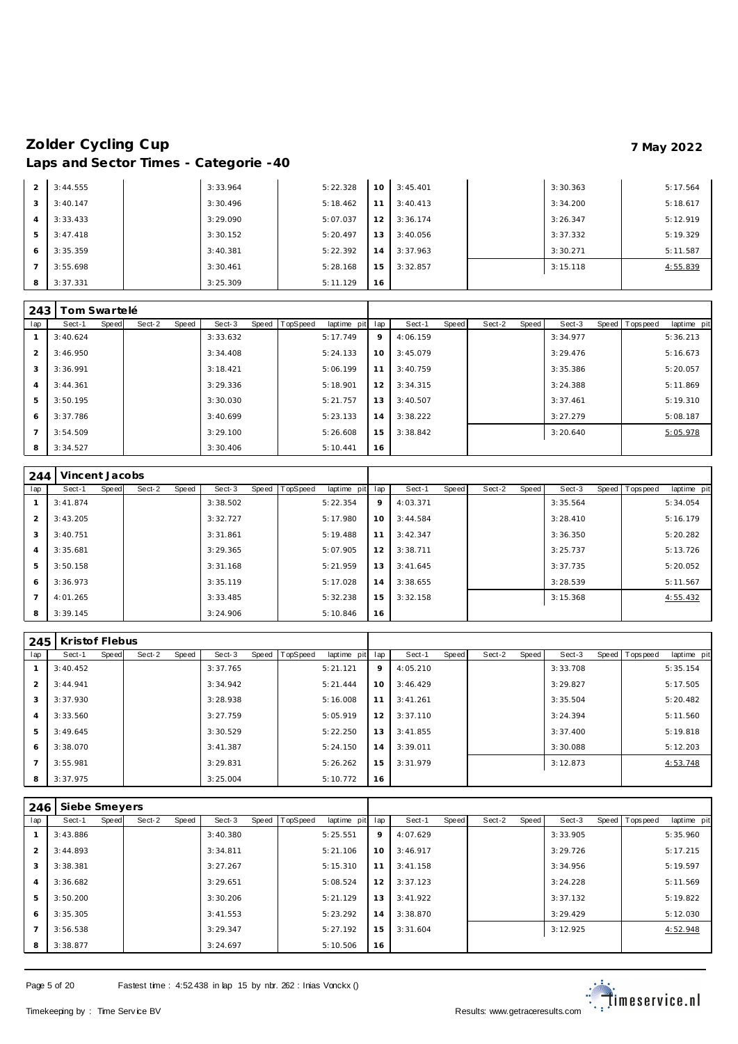# Zolder Cycling Cup

7 May 2022

## Laps and Sector Times - Categorie -40

| lap | Sect-1 | Speed | Sect-2 | Speed | Sect-3 | Speed | TopSpeed | laptime pit | lap | Sect-1 | Speed | Sect-2 | Speed | Sect-3 | Speed | Topspeed | laptime pit |
|---|---|---|---|---|---|---|---|---|---|---|---|---|---|---|---|---|---|
| 2 | 3:44.555 | | | | 3:33.964 | | | 5:22.328 | 10 | 3:45.401 | | | | 3:30.363 | | | 5:17.564 |
| 3 | 3:40.147 | | | | 3:30.496 | | | 5:18.462 | 11 | 3:40.413 | | | | 3:34.200 | | | 5:18.617 |
| 4 | 3:33.433 | | | | 3:29.090 | | | 5:07.037 | 12 | 3:36.174 | | | | 3:26.347 | | | 5:12.919 |
| 5 | 3:47.418 | | | | 3:30.152 | | | 5:20.497 | 13 | 3:40.056 | | | | 3:37.332 | | | 5:19.329 |
| 6 | 3:35.359 | | | | 3:40.381 | | | 5:22.392 | 14 | 3:37.963 | | | | 3:30.271 | | | 5:11.587 |
| 7 | 3:55.698 | | | | 3:30.461 | | | 5:28.168 | 15 | 3:32.857 | | | | 3:15.118 | | | 4:55.839 |
| 8 | 3:37.331 | | | | 3:25.309 | | | 5:11.129 | 16 | | | | | | | | |

### 243 Tom Swartelé

| lap | Sect-1 | Speed | Sect-2 | Speed | Sect-3 | Speed | TopSpeed | laptime pit | lap | Sect-1 | Speed | Sect-2 | Speed | Sect-3 | Speed | Topspeed | laptime pit |
|---|---|---|---|---|---|---|---|---|---|---|---|---|---|---|---|---|---|
| 1 | 3:40.624 | | | | 3:33.632 | | | 5:17.749 | 9 | 4:06.159 | | | | 3:34.977 | | | 5:36.213 |
| 2 | 3:46.950 | | | | 3:34.408 | | | 5:24.133 | 10 | 3:45.079 | | | | 3:29.476 | | | 5:16.673 |
| 3 | 3:36.991 | | | | 3:18.421 | | | 5:06.199 | 11 | 3:40.759 | | | | 3:35.386 | | | 5:20.057 |
| 4 | 3:44.361 | | | | 3:29.336 | | | 5:18.901 | 12 | 3:34.315 | | | | 3:24.388 | | | 5:11.869 |
| 5 | 3:50.195 | | | | 3:30.030 | | | 5:21.757 | 13 | 3:40.507 | | | | 3:37.461 | | | 5:19.310 |
| 6 | 3:37.786 | | | | 3:40.699 | | | 5:23.133 | 14 | 3:38.222 | | | | 3:27.279 | | | 5:08.187 |
| 7 | 3:54.509 | | | | 3:29.100 | | | 5:26.608 | 15 | 3:38.842 | | | | 3:20.640 | | | 5:05.978 |
| 8 | 3:34.527 | | | | 3:30.406 | | | 5:10.441 | 16 | | | | | | | | |

### 244 Vincent Jacobs

| lap | Sect-1 | Speed | Sect-2 | Speed | Sect-3 | Speed | TopSpeed | laptime pit | lap | Sect-1 | Speed | Sect-2 | Speed | Sect-3 | Speed | Topspeed | laptime pit |
|---|---|---|---|---|---|---|---|---|---|---|---|---|---|---|---|---|---|
| 1 | 3:41.874 | | | | 3:38.502 | | | 5:22.354 | 9 | 4:03.371 | | | | 3:35.564 | | | 5:34.054 |
| 2 | 3:43.205 | | | | 3:32.727 | | | 5:17.980 | 10 | 3:44.584 | | | | 3:28.410 | | | 5:16.179 |
| 3 | 3:40.751 | | | | 3:31.861 | | | 5:19.488 | 11 | 3:42.347 | | | | 3:36.350 | | | 5:20.282 |
| 4 | 3:35.681 | | | | 3:29.365 | | | 5:07.905 | 12 | 3:38.711 | | | | 3:25.737 | | | 5:13.726 |
| 5 | 3:50.158 | | | | 3:31.168 | | | 5:21.959 | 13 | 3:41.645 | | | | 3:37.735 | | | 5:20.052 |
| 6 | 3:36.973 | | | | 3:35.119 | | | 5:17.028 | 14 | 3:38.655 | | | | 3:28.539 | | | 5:11.567 |
| 7 | 4:01.265 | | | | 3:33.485 | | | 5:32.238 | 15 | 3:32.158 | | | | 3:15.368 | | | 4:55.432 |
| 8 | 3:39.145 | | | | 3:24.906 | | | 5:10.846 | 16 | | | | | | | | |

### 245 Kristof Flebus

| lap | Sect-1 | Speed | Sect-2 | Speed | Sect-3 | Speed | TopSpeed | laptime pit | lap | Sect-1 | Speed | Sect-2 | Speed | Sect-3 | Speed | Topspeed | laptime pit |
|---|---|---|---|---|---|---|---|---|---|---|---|---|---|---|---|---|---|
| 1 | 3:40.452 | | | | 3:37.765 | | | 5:21.121 | 9 | 4:05.210 | | | | 3:33.708 | | | 5:35.154 |
| 2 | 3:44.941 | | | | 3:34.942 | | | 5:21.444 | 10 | 3:46.429 | | | | 3:29.827 | | | 5:17.505 |
| 3 | 3:37.930 | | | | 3:28.938 | | | 5:16.008 | 11 | 3:41.261 | | | | 3:35.504 | | | 5:20.482 |
| 4 | 3:33.560 | | | | 3:27.759 | | | 5:05.919 | 12 | 3:37.110 | | | | 3:24.394 | | | 5:11.560 |
| 5 | 3:49.645 | | | | 3:30.529 | | | 5:22.250 | 13 | 3:41.855 | | | | 3:37.400 | | | 5:19.818 |
| 6 | 3:38.070 | | | | 3:41.387 | | | 5:24.150 | 14 | 3:39.011 | | | | 3:30.088 | | | 5:12.203 |
| 7 | 3:55.981 | | | | 3:29.831 | | | 5:26.262 | 15 | 3:31.979 | | | | 3:12.873 | | | 4:53.748 |
| 8 | 3:37.975 | | | | 3:25.004 | | | 5:10.772 | 16 | | | | | | | | |

### 246 Siebe Smeyers

| lap | Sect-1 | Speed | Sect-2 | Speed | Sect-3 | Speed | TopSpeed | laptime pit | lap | Sect-1 | Speed | Sect-2 | Speed | Sect-3 | Speed | Topspeed | laptime pit |
|---|---|---|---|---|---|---|---|---|---|---|---|---|---|---|---|---|---|
| 1 | 3:43.886 | | | | 3:40.380 | | | 5:25.551 | 9 | 4:07.629 | | | | 3:33.905 | | | 5:35.960 |
| 2 | 3:44.893 | | | | 3:34.811 | | | 5:21.106 | 10 | 3:46.917 | | | | 3:29.726 | | | 5:17.215 |
| 3 | 3:38.381 | | | | 3:27.267 | | | 5:15.310 | 11 | 3:41.158 | | | | 3:34.956 | | | 5:19.597 |
| 4 | 3:36.682 | | | | 3:29.651 | | | 5:08.524 | 12 | 3:37.123 | | | | 3:24.228 | | | 5:11.569 |
| 5 | 3:50.200 | | | | 3:30.206 | | | 5:21.129 | 13 | 3:41.922 | | | | 3:37.132 | | | 5:19.822 |
| 6 | 3:35.305 | | | | 3:41.553 | | | 5:23.292 | 14 | 3:38.870 | | | | 3:29.429 | | | 5:12.030 |
| 7 | 3:56.538 | | | | 3:29.347 | | | 5:27.192 | 15 | 3:31.604 | | | | 3:12.925 | | | 4:52.948 |
| 8 | 3:38.877 | | | | 3:24.697 | | | 5:10.506 | 16 | | | | | | | | |

Fastest time : 4:52.438 in lap 15 by nbr. 262 : Inias Vonckx ()

Timekeeping by : Time Service BV

Results: www.getraceresults.com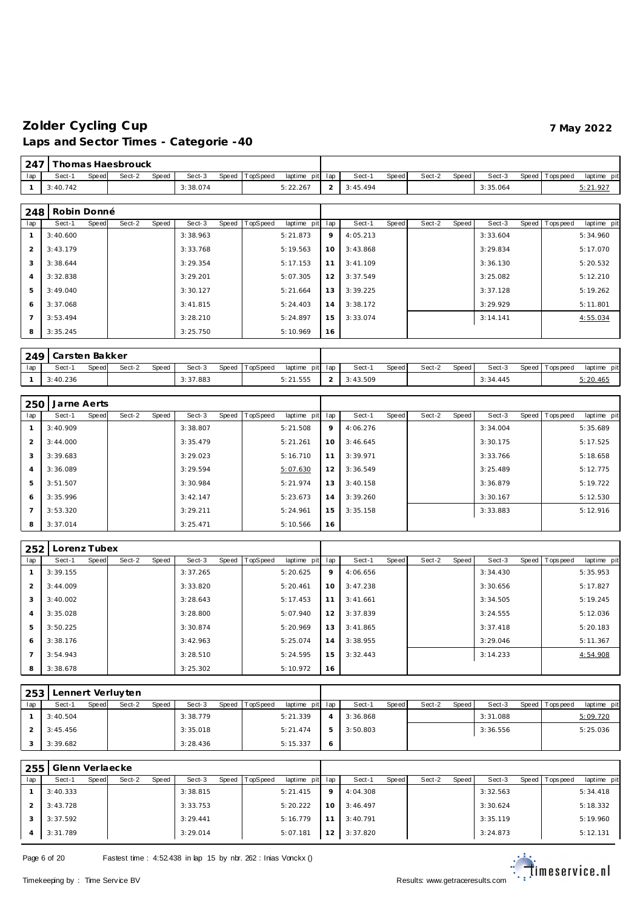# Zolder Cycling Cup

**7 May 2022**

## Laps and Sector Times - Categorie -40

### 247 Thomas Haesbrouck

| lap | Sect-1 | Speed | Sect-2 | Speed | Sect-3 | Speed | TopSpeed | laptime pit | lap | Sect-1 | Speed | Sect-2 | Speed | Sect-3 | Speed | Topspeed | laptime pit |
|---|---|---|---|---|---|---|---|---|---|---|---|---|---|---|---|---|---|
| 1 | 3:40.742 | | | | 3:38.074 | | | 5:22.267 | 2 | 3:45.494 | | | | 3:35.064 | | | 5:21.927 |

### 248 Robin Donné

| lap | Sect-1 | Speed | Sect-2 | Speed | Sect-3 | Speed | TopSpeed | laptime pit | lap | Sect-1 | Speed | Sect-2 | Speed | Sect-3 | Speed | Topspeed | laptime pit |
|---|---|---|---|---|---|---|---|---|---|---|---|---|---|---|---|---|---|
| 1 | 3:40.600 | | | | 3:38.963 | | | 5:21.873 | 9 | 4:05.213 | | | | 3:33.604 | | | 5:34.960 |
| 2 | 3:43.179 | | | | 3:33.768 | | | 5:19.563 | 10 | 3:43.868 | | | | 3:29.834 | | | 5:17.070 |
| 3 | 3:38.644 | | | | 3:29.354 | | | 5:17.153 | 11 | 3:41.109 | | | | 3:36.130 | | | 5:20.532 |
| 4 | 3:32.838 | | | | 3:29.201 | | | 5:07.305 | 12 | 3:37.549 | | | | 3:25.082 | | | 5:12.210 |
| 5 | 3:49.040 | | | | 3:30.127 | | | 5:21.664 | 13 | 3:39.225 | | | | 3:37.128 | | | 5:19.262 |
| 6 | 3:37.068 | | | | 3:41.815 | | | 5:24.403 | 14 | 3:38.172 | | | | 3:29.929 | | | 5:11.801 |
| 7 | 3:53.494 | | | | 3:28.210 | | | 5:24.897 | 15 | 3:33.074 | | | | 3:14.141 | | | 4:55.034 |
| 8 | 3:35.245 | | | | 3:25.750 | | | 5:10.969 | 16 | | | | | | | | |

### 249 Carsten Bakker

| lap | Sect-1 | Speed | Sect-2 | Speed | Sect-3 | Speed | TopSpeed | laptime pit | lap | Sect-1 | Speed | Sect-2 | Speed | Sect-3 | Speed | Topspeed | laptime pit |
|---|---|---|---|---|---|---|---|---|---|---|---|---|---|---|---|---|---|
| 1 | 3:40.236 | | | | 3:37.883 | | | 5:21.555 | 2 | 3:43.509 | | | | 3:34.445 | | | 5:20.465 |

### 250 Jarne Aerts

| lap | Sect-1 | Speed | Sect-2 | Speed | Sect-3 | Speed | TopSpeed | laptime pit | lap | Sect-1 | Speed | Sect-2 | Speed | Sect-3 | Speed | Topspeed | laptime pit |
|---|---|---|---|---|---|---|---|---|---|---|---|---|---|---|---|---|---|
| 1 | 3:40.909 | | | | 3:38.807 | | | 5:21.508 | 9 | 4:06.276 | | | | 3:34.004 | | | 5:35.689 |
| 2 | 3:44.000 | | | | 3:35.479 | | | 5:21.261 | 10 | 3:46.645 | | | | 3:30.175 | | | 5:17.525 |
| 3 | 3:39.683 | | | | 3:29.023 | | | 5:16.710 | 11 | 3:39.971 | | | | 3:33.766 | | | 5:18.658 |
| 4 | 3:36.089 | | | | 3:29.594 | | | 5:07.630 | 12 | 3:36.549 | | | | 3:25.489 | | | 5:12.775 |
| 5 | 3:51.507 | | | | 3:30.984 | | | 5:21.974 | 13 | 3:40.158 | | | | 3:36.879 | | | 5:19.722 |
| 6 | 3:35.996 | | | | 3:42.147 | | | 5:23.673 | 14 | 3:39.260 | | | | 3:30.167 | | | 5:12.530 |
| 7 | 3:53.320 | | | | 3:29.211 | | | 5:24.961 | 15 | 3:35.158 | | | | 3:33.883 | | | 5:12.916 |
| 8 | 3:37.014 | | | | 3:25.471 | | | 5:10.566 | 16 | | | | | | | | |

### 252 Lorenz Tubex

| lap | Sect-1 | Speed | Sect-2 | Speed | Sect-3 | Speed | TopSpeed | laptime pit | lap | Sect-1 | Speed | Sect-2 | Speed | Sect-3 | Speed | Topspeed | laptime pit |
|---|---|---|---|---|---|---|---|---|---|---|---|---|---|---|---|---|---|
| 1 | 3:39.155 | | | | 3:37.265 | | | 5:20.625 | 9 | 4:06.656 | | | | 3:34.430 | | | 5:35.953 |
| 2 | 3:44.009 | | | | 3:33.820 | | | 5:20.461 | 10 | 3:47.238 | | | | 3:30.656 | | | 5:17.827 |
| 3 | 3:40.002 | | | | 3:28.643 | | | 5:17.453 | 11 | 3:41.661 | | | | 3:34.505 | | | 5:19.245 |
| 4 | 3:35.028 | | | | 3:28.800 | | | 5:07.940 | 12 | 3:37.839 | | | | 3:24.555 | | | 5:12.036 |
| 5 | 3:50.225 | | | | 3:30.874 | | | 5:20.969 | 13 | 3:41.865 | | | | 3:37.418 | | | 5:20.183 |
| 6 | 3:38.176 | | | | 3:42.963 | | | 5:25.074 | 14 | 3:38.955 | | | | 3:29.046 | | | 5:11.367 |
| 7 | 3:54.943 | | | | 3:28.510 | | | 5:24.595 | 15 | 3:32.443 | | | | 3:14.233 | | | 4:54.908 |
| 8 | 3:38.678 | | | | 3:25.302 | | | 5:10.972 | 16 | | | | | | | | |

### 253 Lennert Verluyten

| lap | Sect-1 | Speed | Sect-2 | Speed | Sect-3 | Speed | TopSpeed | laptime pit | lap | Sect-1 | Speed | Sect-2 | Speed | Sect-3 | Speed | Topspeed | laptime pit |
|---|---|---|---|---|---|---|---|---|---|---|---|---|---|---|---|---|---|
| 1 | 3:40.504 | | | | 3:38.779 | | | 5:21.339 | 4 | 3:36.868 | | | | 3:31.088 | | | 5:09.720 |
| 2 | 3:45.456 | | | | 3:35.018 | | | 5:21.474 | 5 | 3:50.803 | | | | 3:36.556 | | | 5:25.036 |
| 3 | 3:39.682 | | | | 3:28.436 | | | 5:15.337 | 6 | | | | | | | | |

### 255 Glenn Verlaecke

| lap | Sect-1 | Speed | Sect-2 | Speed | Sect-3 | Speed | TopSpeed | laptime pit | lap | Sect-1 | Speed | Sect-2 | Speed | Sect-3 | Speed | Topspeed | laptime pit |
|---|---|---|---|---|---|---|---|---|---|---|---|---|---|---|---|---|---|
| 1 | 3:40.333 | | | | 3:38.815 | | | 5:21.415 | 9 | 4:04.308 | | | | 3:32.563 | | | 5:34.418 |
| 2 | 3:43.728 | | | | 3:33.753 | | | 5:20.222 | 10 | 3:46.497 | | | | 3:30.624 | | | 5:18.332 |
| 3 | 3:37.592 | | | | 3:29.441 | | | 5:16.779 | 11 | 3:40.791 | | | | 3:35.119 | | | 5:19.960 |
| 4 | 3:31.789 | | | | 3:29.014 | | | 5:07.181 | 12 | 3:37.820 | | | | 3:24.873 | | | 5:12.131 |

Fastest time : 4:52.438 in lap 15 by nbr. 262 : Inias Vonckx ()

Timekeeping by : Time Service BV

Results: www.getraceresults.com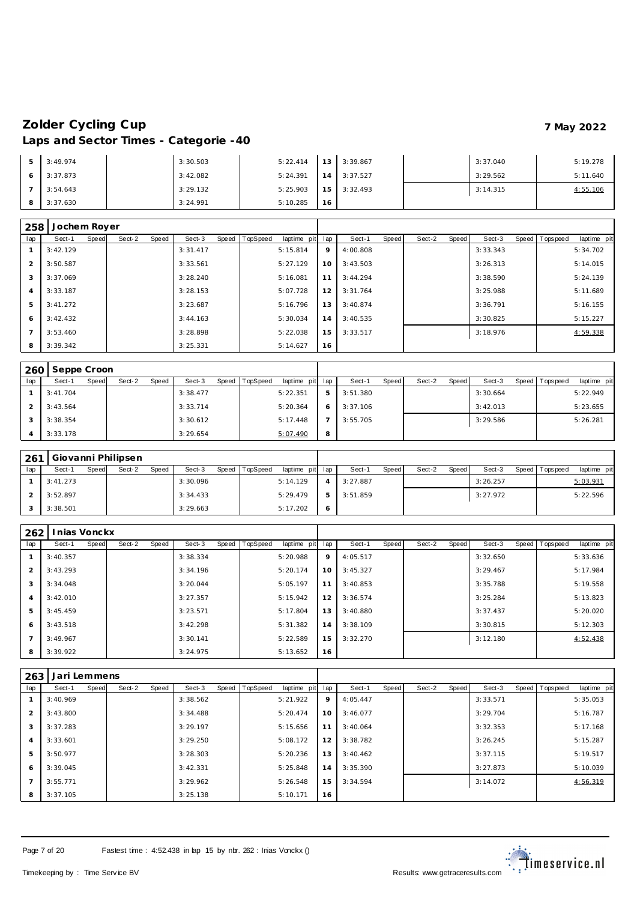# Zolder Cycling Cup

**7 May 2022**

## Laps and Sector Times - Categorie -40

| lap | Sect-1 | Speed | Sect-2 | Speed | Sect-3 | Speed | TopSpeed | laptime pit | lap | Sect-1 | Speed | Sect-2 | Speed | Sect-3 | Speed | Topspeed | laptime pit |
|---|---|---|---|---|---|---|---|---|---|---|---|---|---|---|---|---|---|
| 5 | 3:49.974 | | | | 3:30.503 | | | 5:22.414 | 13 | 3:39.867 | | | | 3:37.040 | | | 5:19.278 |
| 6 | 3:37.873 | | | | 3:42.082 | | | 5:24.391 | 14 | 3:37.527 | | | | 3:29.562 | | | 5:11.640 |
| 7 | 3:54.643 | | | | 3:29.132 | | | 5:25.903 | 15 | 3:32.493 | | | | 3:14.315 | | | 4:55.106 |
| 8 | 3:37.630 | | | | 3:24.991 | | | 5:10.285 | 16 | | | | | | | | |

### 258 Jochem Royer

| lap | Sect-1 | Speed | Sect-2 | Speed | Sect-3 | Speed | TopSpeed | laptime pit | lap | Sect-1 | Speed | Sect-2 | Speed | Sect-3 | Speed | Topspeed | laptime pit |
|---|---|---|---|---|---|---|---|---|---|---|---|---|---|---|---|---|---|
| 1 | 3:42.129 | | | | 3:31.417 | | | 5:15.814 | 9 | 4:00.808 | | | | 3:33.343 | | | 5:34.702 |
| 2 | 3:50.587 | | | | 3:33.561 | | | 5:27.129 | 10 | 3:43.503 | | | | 3:26.313 | | | 5:14.015 |
| 3 | 3:37.069 | | | | 3:28.240 | | | 5:16.081 | 11 | 3:44.294 | | | | 3:38.590 | | | 5:24.139 |
| 4 | 3:33.187 | | | | 3:28.153 | | | 5:07.728 | 12 | 3:31.764 | | | | 3:25.988 | | | 5:11.689 |
| 5 | 3:41.272 | | | | 3:23.687 | | | 5:16.796 | 13 | 3:40.874 | | | | 3:36.791 | | | 5:16.155 |
| 6 | 3:42.432 | | | | 3:44.163 | | | 5:30.034 | 14 | 3:40.535 | | | | 3:30.825 | | | 5:15.227 |
| 7 | 3:53.460 | | | | 3:28.898 | | | 5:22.038 | 15 | 3:33.517 | | | | 3:18.976 | | | 4:59.338 |
| 8 | 3:39.342 | | | | 3:25.331 | | | 5:14.627 | 16 | | | | | | | | |

### 260 Seppe Croon

| lap | Sect-1 | Speed | Sect-2 | Speed | Sect-3 | Speed | TopSpeed | laptime pit | lap | Sect-1 | Speed | Sect-2 | Speed | Sect-3 | Speed | Topspeed | laptime pit |
|---|---|---|---|---|---|---|---|---|---|---|---|---|---|---|---|---|---|
| 1 | 3:41.704 | | | | 3:38.477 | | | 5:22.351 | 5 | 3:51.380 | | | | 3:30.664 | | | 5:22.949 |
| 2 | 3:43.564 | | | | 3:33.714 | | | 5:20.364 | 6 | 3:37.106 | | | | 3:42.013 | | | 5:23.655 |
| 3 | 3:38.354 | | | | 3:30.612 | | | 5:17.448 | 7 | 3:55.705 | | | | 3:29.586 | | | 5:26.281 |
| 4 | 3:33.178 | | | | 3:29.654 | | | 5:07.490 | 8 | | | | | | | | |

### 261 Giovanni Philipsen

| lap | Sect-1 | Speed | Sect-2 | Speed | Sect-3 | Speed | TopSpeed | laptime pit | lap | Sect-1 | Speed | Sect-2 | Speed | Sect-3 | Speed | Topspeed | laptime pit |
|---|---|---|---|---|---|---|---|---|---|---|---|---|---|---|---|---|---|
| 1 | 3:41.273 | | | | 3:30.096 | | | 5:14.129 | 4 | 3:27.887 | | | | 3:26.257 | | | 5:03.931 |
| 2 | 3:52.897 | | | | 3:34.433 | | | 5:29.479 | 5 | 3:51.859 | | | | 3:27.972 | | | 5:22.596 |
| 3 | 3:38.501 | | | | 3:29.663 | | | 5:17.202 | 6 | | | | | | | | |

### 262 Inias Vonckx

| lap | Sect-1 | Speed | Sect-2 | Speed | Sect-3 | Speed | TopSpeed | laptime pit | lap | Sect-1 | Speed | Sect-2 | Speed | Sect-3 | Speed | Topspeed | laptime pit |
|---|---|---|---|---|---|---|---|---|---|---|---|---|---|---|---|---|---|
| 1 | 3:40.357 | | | | 3:38.334 | | | 5:20.988 | 9 | 4:05.517 | | | | 3:32.650 | | | 5:33.636 |
| 2 | 3:43.293 | | | | 3:34.196 | | | 5:20.174 | 10 | 3:45.327 | | | | 3:29.467 | | | 5:17.984 |
| 3 | 3:34.048 | | | | 3:20.044 | | | 5:05.197 | 11 | 3:40.853 | | | | 3:35.788 | | | 5:19.558 |
| 4 | 3:42.010 | | | | 3:27.357 | | | 5:15.942 | 12 | 3:36.574 | | | | 3:25.284 | | | 5:13.823 |
| 5 | 3:45.459 | | | | 3:23.571 | | | 5:17.804 | 13 | 3:40.880 | | | | 3:37.437 | | | 5:20.020 |
| 6 | 3:43.518 | | | | 3:42.298 | | | 5:31.382 | 14 | 3:38.109 | | | | 3:30.815 | | | 5:12.303 |
| 7 | 3:49.967 | | | | 3:30.141 | | | 5:22.589 | 15 | 3:32.270 | | | | 3:12.180 | | | 4:52.438 |
| 8 | 3:39.922 | | | | 3:24.975 | | | 5:13.652 | 16 | | | | | | | | |

### 263 Jari Lemmens

| lap | Sect-1 | Speed | Sect-2 | Speed | Sect-3 | Speed | TopSpeed | laptime pit | lap | Sect-1 | Speed | Sect-2 | Speed | Sect-3 | Speed | Topspeed | laptime pit |
|---|---|---|---|---|---|---|---|---|---|---|---|---|---|---|---|---|---|
| 1 | 3:40.969 | | | | 3:38.562 | | | 5:21.922 | 9 | 4:05.447 | | | | 3:33.571 | | | 5:35.053 |
| 2 | 3:43.800 | | | | 3:34.488 | | | 5:20.474 | 10 | 3:46.077 | | | | 3:29.704 | | | 5:16.787 |
| 3 | 3:37.283 | | | | 3:29.197 | | | 5:15.656 | 11 | 3:40.064 | | | | 3:32.353 | | | 5:17.168 |
| 4 | 3:33.601 | | | | 3:29.250 | | | 5:08.172 | 12 | 3:38.782 | | | | 3:26.245 | | | 5:15.287 |
| 5 | 3:50.977 | | | | 3:28.303 | | | 5:20.236 | 13 | 3:40.462 | | | | 3:37.115 | | | 5:19.517 |
| 6 | 3:39.045 | | | | 3:42.331 | | | 5:25.848 | 14 | 3:35.390 | | | | 3:27.873 | | | 5:10.039 |
| 7 | 3:55.771 | | | | 3:29.962 | | | 5:26.548 | 15 | 3:34.594 | | | | 3:14.072 | | | 4:56.319 |
| 8 | 3:37.105 | | | | 3:25.138 | | | 5:10.171 | 16 | | | | | | | | |

Fastest time : 4:52.438 in lap 15 by nbr. 262 : Inias Vonckx ()

Timekeeping by : Time Service BV

Results: www.getraceresults.com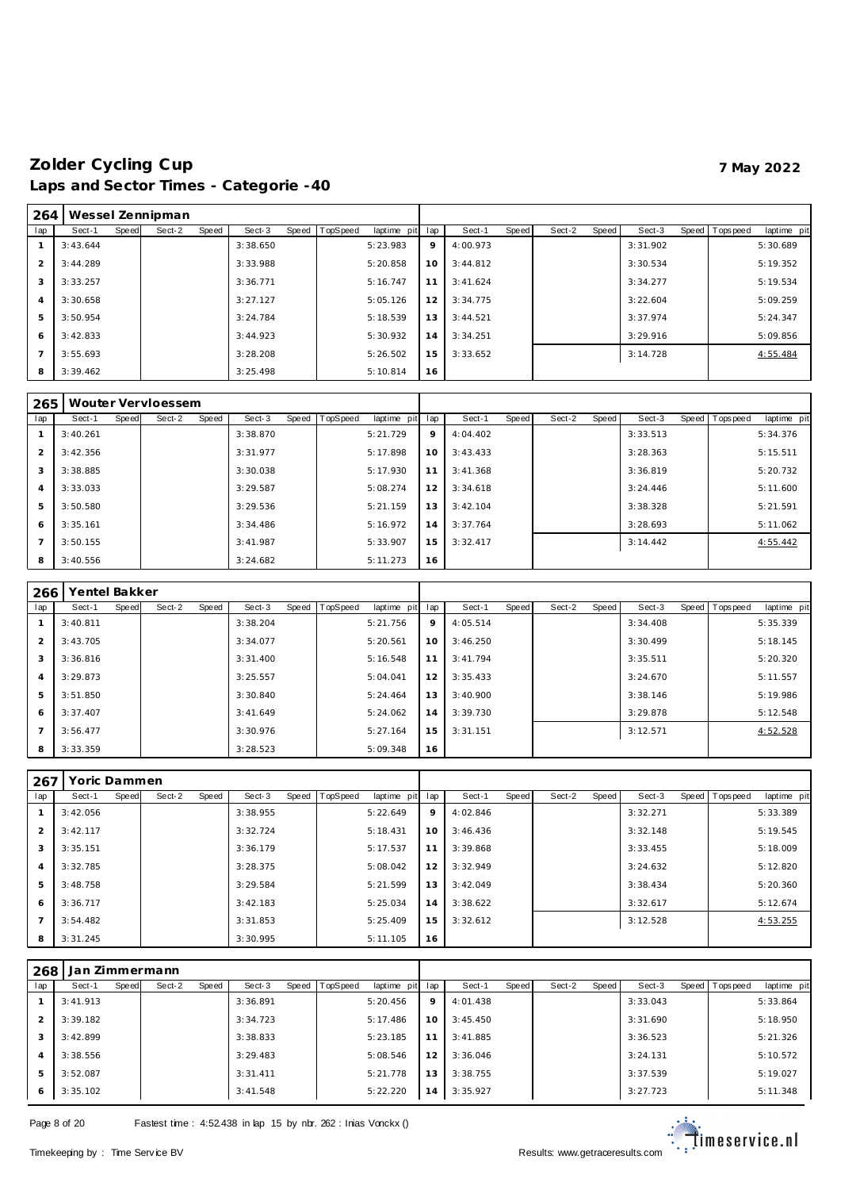# Zolder Cycling Cup

**7 May 2022**

## Laps and Sector Times - Categorie -40

**264 Wessel Zennipman**

| lap | Sect-1 | Speed | Sect-2 | Speed | Sect-3 | Speed | TopSpeed | laptime pit | lap | Sect-1 | Speed | Sect-2 | Speed | Sect-3 | Speed | Topspeed | laptime pit |
|---|---|---|---|---|---|---|---|---|---|---|---|---|---|---|---|---|---|
| 1 | 3:43.644 | | | | 3:38.650 | | | 5:23.983 | 9 | 4:00.973 | | | | 3:31.902 | | | 5:30.689 |
| 2 | 3:44.289 | | | | 3:33.988 | | | 5:20.858 | 10 | 3:44.812 | | | | 3:30.534 | | | 5:19.352 |
| 3 | 3:33.257 | | | | 3:36.771 | | | 5:16.747 | 11 | 3:41.624 | | | | 3:34.277 | | | 5:19.534 |
| 4 | 3:30.658 | | | | 3:27.127 | | | 5:05.126 | 12 | 3:34.775 | | | | 3:22.604 | | | 5:09.259 |
| 5 | 3:50.954 | | | | 3:24.784 | | | 5:18.539 | 13 | 3:44.521 | | | | 3:37.974 | | | 5:24.347 |
| 6 | 3:42.833 | | | | 3:44.923 | | | 5:30.932 | 14 | 3:34.251 | | | | 3:29.916 | | | 5:09.856 |
| 7 | 3:55.693 | | | | 3:28.208 | | | 5:26.502 | 15 | 3:33.652 | | | | 3:14.728 | | | 4:55.484 |
| 8 | 3:39.462 | | | | 3:25.498 | | | 5:10.814 | 16 | | | | | | | | |

**265 Wouter Vervloessem**

| lap | Sect-1 | Speed | Sect-2 | Speed | Sect-3 | Speed | TopSpeed | laptime pit | lap | Sect-1 | Speed | Sect-2 | Speed | Sect-3 | Speed | Topspeed | laptime pit |
|---|---|---|---|---|---|---|---|---|---|---|---|---|---|---|---|---|---|
| 1 | 3:40.261 | | | | 3:38.870 | | | 5:21.729 | 9 | 4:04.402 | | | | 3:33.513 | | | 5:34.376 |
| 2 | 3:42.356 | | | | 3:31.977 | | | 5:17.898 | 10 | 3:43.433 | | | | 3:28.363 | | | 5:15.511 |
| 3 | 3:38.885 | | | | 3:30.038 | | | 5:17.930 | 11 | 3:41.368 | | | | 3:36.819 | | | 5:20.732 |
| 4 | 3:33.033 | | | | 3:29.587 | | | 5:08.274 | 12 | 3:34.618 | | | | 3:24.446 | | | 5:11.600 |
| 5 | 3:50.580 | | | | 3:29.536 | | | 5:21.159 | 13 | 3:42.104 | | | | 3:38.328 | | | 5:21.591 |
| 6 | 3:35.161 | | | | 3:34.486 | | | 5:16.972 | 14 | 3:37.764 | | | | 3:28.693 | | | 5:11.062 |
| 7 | 3:50.155 | | | | 3:41.987 | | | 5:33.907 | 15 | 3:32.417 | | | | 3:14.442 | | | 4:55.442 |
| 8 | 3:40.556 | | | | 3:24.682 | | | 5:11.273 | 16 | | | | | | | | |

**266 Yentel Bakker**

| lap | Sect-1 | Speed | Sect-2 | Speed | Sect-3 | Speed | TopSpeed | laptime pit | lap | Sect-1 | Speed | Sect-2 | Speed | Sect-3 | Speed | Topspeed | laptime pit |
|---|---|---|---|---|---|---|---|---|---|---|---|---|---|---|---|---|---|
| 1 | 3:40.811 | | | | 3:38.204 | | | 5:21.756 | 9 | 4:05.514 | | | | 3:34.408 | | | 5:35.339 |
| 2 | 3:43.705 | | | | 3:34.077 | | | 5:20.561 | 10 | 3:46.250 | | | | 3:30.499 | | | 5:18.145 |
| 3 | 3:36.816 | | | | 3:31.400 | | | 5:16.548 | 11 | 3:41.794 | | | | 3:35.511 | | | 5:20.320 |
| 4 | 3:29.873 | | | | 3:25.557 | | | 5:04.041 | 12 | 3:35.433 | | | | 3:24.670 | | | 5:11.557 |
| 5 | 3:51.850 | | | | 3:30.840 | | | 5:24.464 | 13 | 3:40.900 | | | | 3:38.146 | | | 5:19.986 |
| 6 | 3:37.407 | | | | 3:41.649 | | | 5:24.062 | 14 | 3:39.730 | | | | 3:29.878 | | | 5:12.548 |
| 7 | 3:56.477 | | | | 3:30.976 | | | 5:27.164 | 15 | 3:31.151 | | | | 3:12.571 | | | 4:52.528 |
| 8 | 3:33.359 | | | | 3:28.523 | | | 5:09.348 | 16 | | | | | | | | |

**267 Yoric Dammen**

| lap | Sect-1 | Speed | Sect-2 | Speed | Sect-3 | Speed | TopSpeed | laptime pit | lap | Sect-1 | Speed | Sect-2 | Speed | Sect-3 | Speed | Topspeed | laptime pit |
|---|---|---|---|---|---|---|---|---|---|---|---|---|---|---|---|---|---|
| 1 | 3:42.056 | | | | 3:38.955 | | | 5:22.649 | 9 | 4:02.846 | | | | 3:32.271 | | | 5:33.389 |
| 2 | 3:42.117 | | | | 3:32.724 | | | 5:18.431 | 10 | 3:46.436 | | | | 3:32.148 | | | 5:19.545 |
| 3 | 3:35.151 | | | | 3:36.179 | | | 5:17.537 | 11 | 3:39.868 | | | | 3:33.455 | | | 5:18.009 |
| 4 | 3:32.785 | | | | 3:28.375 | | | 5:08.042 | 12 | 3:32.949 | | | | 3:24.632 | | | 5:12.820 |
| 5 | 3:48.758 | | | | 3:29.584 | | | 5:21.599 | 13 | 3:42.049 | | | | 3:38.434 | | | 5:20.360 |
| 6 | 3:36.717 | | | | 3:42.183 | | | 5:25.034 | 14 | 3:38.622 | | | | 3:32.617 | | | 5:12.674 |
| 7 | 3:54.482 | | | | 3:31.853 | | | 5:25.409 | 15 | 3:32.612 | | | | 3:12.528 | | | 4:53.255 |
| 8 | 3:31.245 | | | | 3:30.995 | | | 5:11.105 | 16 | | | | | | | | |

**268 Jan Zimmermann**

| lap | Sect-1 | Speed | Sect-2 | Speed | Sect-3 | Speed | TopSpeed | laptime pit | lap | Sect-1 | Speed | Sect-2 | Speed | Sect-3 | Speed | Topspeed | laptime pit |
|---|---|---|---|---|---|---|---|---|---|---|---|---|---|---|---|---|---|
| 1 | 3:41.913 | | | | 3:36.891 | | | 5:20.456 | 9 | 4:01.438 | | | | 3:33.043 | | | 5:33.864 |
| 2 | 3:39.182 | | | | 3:34.723 | | | 5:17.486 | 10 | 3:45.450 | | | | 3:31.690 | | | 5:18.950 |
| 3 | 3:42.899 | | | | 3:38.833 | | | 5:23.185 | 11 | 3:41.885 | | | | 3:36.523 | | | 5:21.326 |
| 4 | 3:38.556 | | | | 3:29.483 | | | 5:08.546 | 12 | 3:36.046 | | | | 3:24.131 | | | 5:10.572 |
| 5 | 3:52.087 | | | | 3:31.411 | | | 5:21.778 | 13 | 3:38.755 | | | | 3:37.539 | | | 5:19.027 |
| 6 | 3:35.102 | | | | 3:41.548 | | | 5:22.220 | 14 | 3:35.927 | | | | 3:27.723 | | | 5:11.348 |

Fastest time : 4:52.438 in lap 15 by nbr. 262 : Inias Vonckx ()

Timekeeping by : Time Service BV

Results: www.getraceresults.com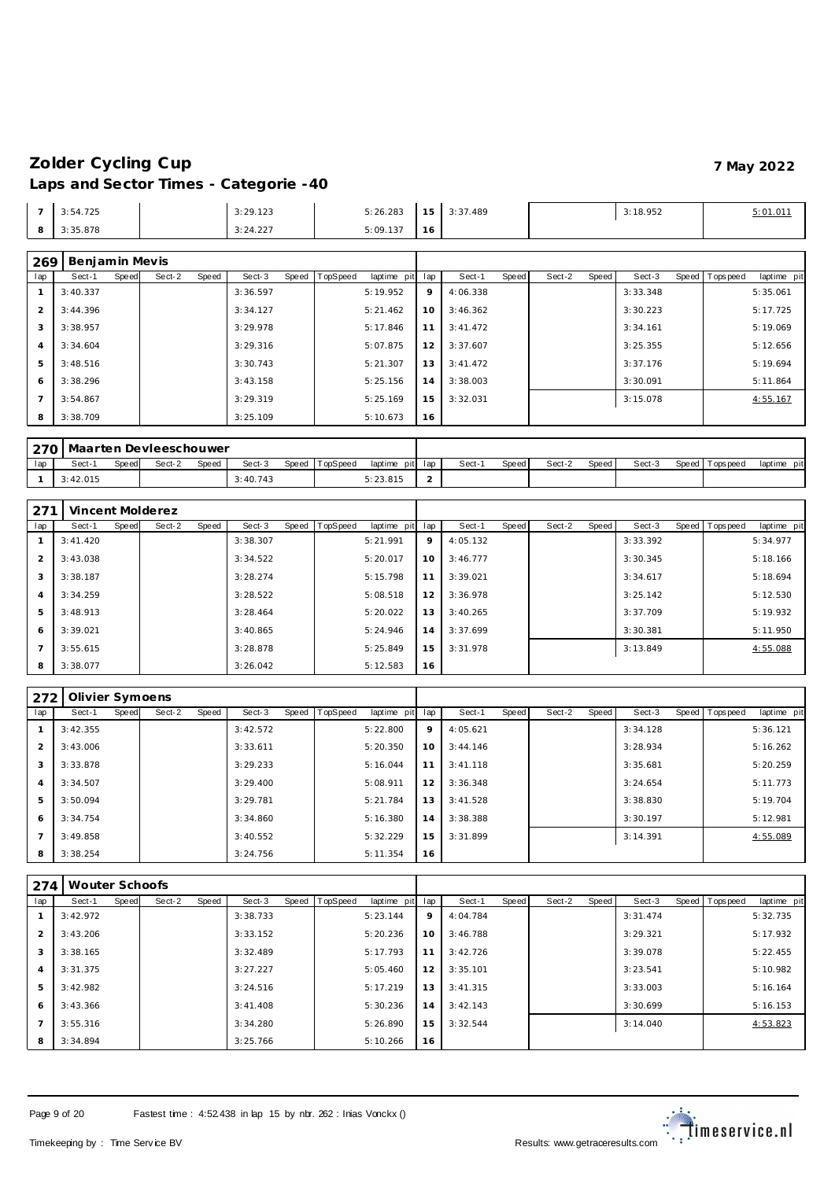# Zolder Cycling Cup

**7 May 2022**

## Laps and Sector Times - Categorie -40

| lap | Sect-1 | Speed | Sect-2 | Speed | Sect-3 | Speed | TopSpeed | laptime pit | lap | Sect-1 | Speed | Sect-2 | Speed | Sect-3 | Speed | Topspeed | laptime pit |
|---|---|---|---|---|---|---|---|---|---|---|---|---|---|---|---|---|---|
| 7 | 3:54.725 | | | | 3:29.123 | | | 5:26.283 | 15 | 3:37.489 | | | | 3:18.952 | | | 5:01.011 |
| 8 | 3:35.878 | | | | 3:24.227 | | | 5:09.137 | 16 | | | | | | | | |

### 269 Benjamin Mevis

| lap | Sect-1 | Speed | Sect-2 | Speed | Sect-3 | Speed | TopSpeed | laptime pit | lap | Sect-1 | Speed | Sect-2 | Speed | Sect-3 | Speed | Topspeed | laptime pit |
|---|---|---|---|---|---|---|---|---|---|---|---|---|---|---|---|---|---|
| 1 | 3:40.337 | | | | 3:36.597 | | | 5:19.952 | 9 | 4:06.338 | | | | 3:33.348 | | | 5:35.061 |
| 2 | 3:44.396 | | | | 3:34.127 | | | 5:21.462 | 10 | 3:46.362 | | | | 3:30.223 | | | 5:17.725 |
| 3 | 3:38.957 | | | | 3:29.978 | | | 5:17.846 | 11 | 3:41.472 | | | | 3:34.161 | | | 5:19.069 |
| 4 | 3:34.604 | | | | 3:29.316 | | | 5:07.875 | 12 | 3:37.607 | | | | 3:25.355 | | | 5:12.656 |
| 5 | 3:48.516 | | | | 3:30.743 | | | 5:21.307 | 13 | 3:41.472 | | | | 3:37.176 | | | 5:19.694 |
| 6 | 3:38.296 | | | | 3:43.158 | | | 5:25.156 | 14 | 3:38.003 | | | | 3:30.091 | | | 5:11.864 |
| 7 | 3:54.867 | | | | 3:29.319 | | | 5:25.169 | 15 | 3:32.031 | | | | 3:15.078 | | | 4:55.167 |
| 8 | 3:38.709 | | | | 3:25.109 | | | 5:10.673 | 16 | | | | | | | | |

### 270 Maarten Devleeschouwer

| lap | Sect-1 | Speed | Sect-2 | Speed | Sect-3 | Speed | TopSpeed | laptime pit | lap | Sect-1 | Speed | Sect-2 | Speed | Sect-3 | Speed | Topspeed | laptime pit |
|---|---|---|---|---|---|---|---|---|---|---|---|---|---|---|---|---|---|
| 1 | 3:42.015 | | | | 3:40.743 | | | 5:23.815 | 2 | | | | | | | | |

### 271 Vincent Molderez

| lap | Sect-1 | Speed | Sect-2 | Speed | Sect-3 | Speed | TopSpeed | laptime pit | lap | Sect-1 | Speed | Sect-2 | Speed | Sect-3 | Speed | Topspeed | laptime pit |
|---|---|---|---|---|---|---|---|---|---|---|---|---|---|---|---|---|---|
| 1 | 3:41.420 | | | | 3:38.307 | | | 5:21.991 | 9 | 4:05.132 | | | | 3:33.392 | | | 5:34.977 |
| 2 | 3:43.038 | | | | 3:34.522 | | | 5:20.017 | 10 | 3:46.777 | | | | 3:30.345 | | | 5:18.166 |
| 3 | 3:38.187 | | | | 3:28.274 | | | 5:15.798 | 11 | 3:39.021 | | | | 3:34.617 | | | 5:18.694 |
| 4 | 3:34.259 | | | | 3:28.522 | | | 5:08.518 | 12 | 3:36.978 | | | | 3:25.142 | | | 5:12.530 |
| 5 | 3:48.913 | | | | 3:28.464 | | | 5:20.022 | 13 | 3:40.265 | | | | 3:37.709 | | | 5:19.932 |
| 6 | 3:39.021 | | | | 3:40.865 | | | 5:24.946 | 14 | 3:37.699 | | | | 3:30.381 | | | 5:11.950 |
| 7 | 3:55.615 | | | | 3:28.878 | | | 5:25.849 | 15 | 3:31.978 | | | | 3:13.849 | | | 4:55.088 |
| 8 | 3:38.077 | | | | 3:26.042 | | | 5:12.583 | 16 | | | | | | | | |

### 272 Olivier Symoens

| lap | Sect-1 | Speed | Sect-2 | Speed | Sect-3 | Speed | TopSpeed | laptime pit | lap | Sect-1 | Speed | Sect-2 | Speed | Sect-3 | Speed | Topspeed | laptime pit |
|---|---|---|---|---|---|---|---|---|---|---|---|---|---|---|---|---|---|
| 1 | 3:42.355 | | | | 3:42.572 | | | 5:22.800 | 9 | 4:05.621 | | | | 3:34.128 | | | 5:36.121 |
| 2 | 3:43.006 | | | | 3:33.611 | | | 5:20.350 | 10 | 3:44.146 | | | | 3:28.934 | | | 5:16.262 |
| 3 | 3:33.878 | | | | 3:29.233 | | | 5:16.044 | 11 | 3:41.118 | | | | 3:35.681 | | | 5:20.259 |
| 4 | 3:34.507 | | | | 3:29.400 | | | 5:08.911 | 12 | 3:36.348 | | | | 3:24.654 | | | 5:11.773 |
| 5 | 3:50.094 | | | | 3:29.781 | | | 5:21.784 | 13 | 3:41.528 | | | | 3:38.830 | | | 5:19.704 |
| 6 | 3:34.754 | | | | 3:34.860 | | | 5:16.380 | 14 | 3:38.388 | | | | 3:30.197 | | | 5:12.981 |
| 7 | 3:49.858 | | | | 3:40.552 | | | 5:32.229 | 15 | 3:31.899 | | | | 3:14.391 | | | 4:55.089 |
| 8 | 3:38.254 | | | | 3:24.756 | | | 5:11.354 | 16 | | | | | | | | |

### 274 Wouter Schoofs

| lap | Sect-1 | Speed | Sect-2 | Speed | Sect-3 | Speed | TopSpeed | laptime pit | lap | Sect-1 | Speed | Sect-2 | Speed | Sect-3 | Speed | Topspeed | laptime pit |
|---|---|---|---|---|---|---|---|---|---|---|---|---|---|---|---|---|---|
| 1 | 3:42.972 | | | | 3:38.733 | | | 5:23.144 | 9 | 4:04.784 | | | | 3:31.474 | | | 5:32.735 |
| 2 | 3:43.206 | | | | 3:33.152 | | | 5:20.236 | 10 | 3:46.788 | | | | 3:29.321 | | | 5:17.932 |
| 3 | 3:38.165 | | | | 3:32.489 | | | 5:17.793 | 11 | 3:42.726 | | | | 3:39.078 | | | 5:22.455 |
| 4 | 3:31.375 | | | | 3:27.227 | | | 5:05.460 | 12 | 3:35.101 | | | | 3:23.541 | | | 5:10.982 |
| 5 | 3:42.982 | | | | 3:24.516 | | | 5:17.219 | 13 | 3:41.315 | | | | 3:33.003 | | | 5:16.164 |
| 6 | 3:43.366 | | | | 3:41.408 | | | 5:30.236 | 14 | 3:42.143 | | | | 3:30.699 | | | 5:16.153 |
| 7 | 3:55.316 | | | | 3:34.280 | | | 5:26.890 | 15 | 3:32.544 | | | | 3:14.040 | | | 4:53.823 |
| 8 | 3:34.894 | | | | 3:25.766 | | | 5:10.266 | 16 | | | | | | | | |

Fastest time : 4:52.438 in lap 15 by nbr. 262 : Inias Vonckx ()

Timekeeping by : Time Service BV

Results: www.getraceresults.com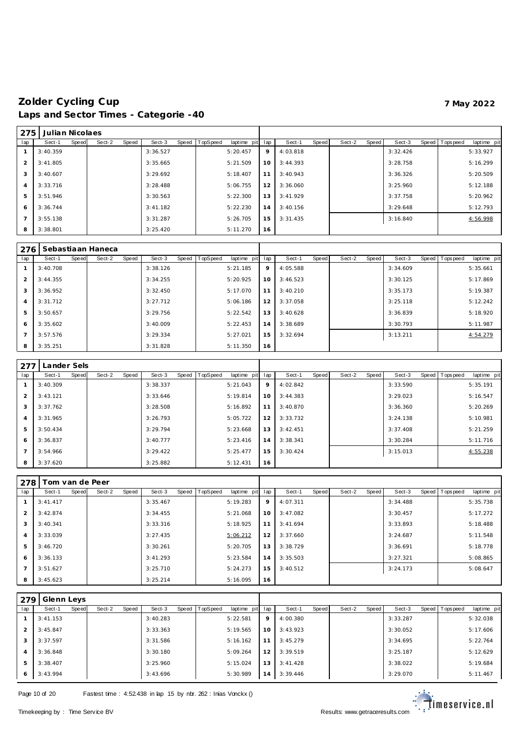# Zolder Cycling Cup

**7 May 2022**

## Laps and Sector Times - Categorie -40

### 275 Julian Nicolaes

| lap | Sect-1 | Speed | Sect-2 | Speed | Sect-3 | Speed | TopSpeed | laptime pit | lap | Sect-1 | Speed | Sect-2 | Speed | Sect-3 | Speed | Topspeed | laptime pit |
|---|---|---|---|---|---|---|---|---|---|---|---|---|---|---|---|---|---|
| 1 | 3:40.359 | | | | 3:36.527 | | | 5:20.457 | 9 | 4:03.818 | | | | 3:32.426 | | | 5:33.927 |
| 2 | 3:41.805 | | | | 3:35.665 | | | 5:21.509 | 10 | 3:44.393 | | | | 3:28.758 | | | 5:16.299 |
| 3 | 3:40.607 | | | | 3:29.692 | | | 5:18.407 | 11 | 3:40.943 | | | | 3:36.326 | | | 5:20.509 |
| 4 | 3:33.716 | | | | 3:28.488 | | | 5:06.755 | 12 | 3:36.060 | | | | 3:25.960 | | | 5:12.188 |
| 5 | 3:51.946 | | | | 3:30.563 | | | 5:22.300 | 13 | 3:41.929 | | | | 3:37.758 | | | 5:20.962 |
| 6 | 3:36.744 | | | | 3:41.182 | | | 5:22.230 | 14 | 3:40.156 | | | | 3:29.648 | | | 5:12.793 |
| 7 | 3:55.138 | | | | 3:31.287 | | | 5:26.705 | 15 | 3:31.435 | | | | 3:16.840 | | | 4:56.998 |
| 8 | 3:38.801 | | | | 3:25.420 | | | 5:11.270 | 16 | | | | | | | | |

### 276 Sebastiaan Haneca

| lap | Sect-1 | Speed | Sect-2 | Speed | Sect-3 | Speed | TopSpeed | laptime pit | lap | Sect-1 | Speed | Sect-2 | Speed | Sect-3 | Speed | Topspeed | laptime pit |
|---|---|---|---|---|---|---|---|---|---|---|---|---|---|---|---|---|---|
| 1 | 3:40.708 | | | | 3:38.126 | | | 5:21.185 | 9 | 4:05.588 | | | | 3:34.609 | | | 5:35.661 |
| 2 | 3:44.355 | | | | 3:34.255 | | | 5:20.925 | 10 | 3:46.523 | | | | 3:30.125 | | | 5:17.869 |
| 3 | 3:36.952 | | | | 3:32.450 | | | 5:17.070 | 11 | 3:40.210 | | | | 3:35.173 | | | 5:19.387 |
| 4 | 3:31.712 | | | | 3:27.712 | | | 5:06.186 | 12 | 3:37.058 | | | | 3:25.118 | | | 5:12.242 |
| 5 | 3:50.657 | | | | 3:29.756 | | | 5:22.542 | 13 | 3:40.628 | | | | 3:36.839 | | | 5:18.920 |
| 6 | 3:35.602 | | | | 3:40.009 | | | 5:22.453 | 14 | 3:38.689 | | | | 3:30.793 | | | 5:11.987 |
| 7 | 3:57.576 | | | | 3:29.334 | | | 5:27.021 | 15 | 3:32.694 | | | | 3:13.211 | | | 4:54.279 |
| 8 | 3:35.251 | | | | 3:31.828 | | | 5:11.350 | 16 | | | | | | | | |

### 277 Lander Sels

| lap | Sect-1 | Speed | Sect-2 | Speed | Sect-3 | Speed | TopSpeed | laptime pit | lap | Sect-1 | Speed | Sect-2 | Speed | Sect-3 | Speed | Topspeed | laptime pit |
|---|---|---|---|---|---|---|---|---|---|---|---|---|---|---|---|---|---|
| 1 | 3:40.309 | | | | 3:38.337 | | | 5:21.043 | 9 | 4:02.842 | | | | 3:33.590 | | | 5:35.191 |
| 2 | 3:43.121 | | | | 3:33.646 | | | 5:19.814 | 10 | 3:44.383 | | | | 3:29.023 | | | 5:16.547 |
| 3 | 3:37.762 | | | | 3:28.508 | | | 5:16.892 | 11 | 3:40.870 | | | | 3:36.360 | | | 5:20.269 |
| 4 | 3:31.965 | | | | 3:26.793 | | | 5:05.722 | 12 | 3:33.732 | | | | 3:24.138 | | | 5:10.981 |
| 5 | 3:50.434 | | | | 3:29.794 | | | 5:23.668 | 13 | 3:42.451 | | | | 3:37.408 | | | 5:21.259 |
| 6 | 3:36.837 | | | | 3:40.777 | | | 5:23.416 | 14 | 3:38.341 | | | | 3:30.284 | | | 5:11.716 |
| 7 | 3:54.966 | | | | 3:29.422 | | | 5:25.477 | 15 | 3:30.424 | | | | 3:15.013 | | | 4:55.238 |
| 8 | 3:37.620 | | | | 3:25.882 | | | 5:12.431 | 16 | | | | | | | | |

### 278 Tom van de Peer

| lap | Sect-1 | Speed | Sect-2 | Speed | Sect-3 | Speed | TopSpeed | laptime pit | lap | Sect-1 | Speed | Sect-2 | Speed | Sect-3 | Speed | Topspeed | laptime pit |
|---|---|---|---|---|---|---|---|---|---|---|---|---|---|---|---|---|---|
| 1 | 3:41.417 | | | | 3:35.467 | | | 5:19.283 | 9 | 4:07.311 | | | | 3:34.488 | | | 5:35.738 |
| 2 | 3:42.874 | | | | 3:34.455 | | | 5:21.068 | 10 | 3:47.082 | | | | 3:30.457 | | | 5:17.272 |
| 3 | 3:40.341 | | | | 3:33.316 | | | 5:18.925 | 11 | 3:41.694 | | | | 3:33.893 | | | 5:18.488 |
| 4 | 3:33.039 | | | | 3:27.435 | | | 5:06.212 | 12 | 3:37.660 | | | | 3:24.687 | | | 5:11.548 |
| 5 | 3:46.720 | | | | 3:30.261 | | | 5:20.705 | 13 | 3:38.729 | | | | 3:36.691 | | | 5:18.778 |
| 6 | 3:36.133 | | | | 3:41.293 | | | 5:23.584 | 14 | 3:35.503 | | | | 3:27.321 | | | 5:08.865 |
| 7 | 3:51.627 | | | | 3:25.710 | | | 5:24.273 | 15 | 3:40.512 | | | | 3:24.173 | | | 5:08.647 |
| 8 | 3:45.623 | | | | 3:25.214 | | | 5:16.095 | 16 | | | | | | | | |

### 279 Glenn Leys

| lap | Sect-1 | Speed | Sect-2 | Speed | Sect-3 | Speed | TopSpeed | laptime pit | lap | Sect-1 | Speed | Sect-2 | Speed | Sect-3 | Speed | Topspeed | laptime pit |
|---|---|---|---|---|---|---|---|---|---|---|---|---|---|---|---|---|---|
| 1 | 3:41.153 | | | | 3:40.283 | | | 5:22.581 | 9 | 4:00.380 | | | | 3:33.287 | | | 5:32.038 |
| 2 | 3:45.847 | | | | 3:33.363 | | | 5:19.565 | 10 | 3:43.923 | | | | 3:30.052 | | | 5:17.606 |
| 3 | 3:37.597 | | | | 3:31.586 | | | 5:16.162 | 11 | 3:45.279 | | | | 3:34.695 | | | 5:22.764 |
| 4 | 3:36.848 | | | | 3:30.180 | | | 5:09.264 | 12 | 3:39.519 | | | | 3:25.187 | | | 5:12.629 |
| 5 | 3:38.407 | | | | 3:25.960 | | | 5:15.024 | 13 | 3:41.428 | | | | 3:38.022 | | | 5:19.684 |
| 6 | 3:43.994 | | | | 3:43.696 | | | 5:30.989 | 14 | 3:39.446 | | | | 3:29.070 | | | 5:11.467 |

Fastest time : 4:52.438 in lap 15 by nbr. 262 : Inias Vonckx ()

Timekeeping by : Time Service BV — Results: www.getraceresults.com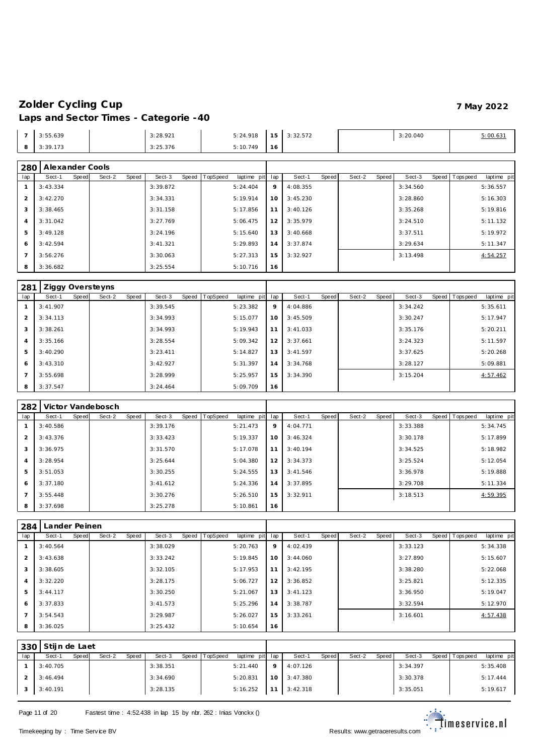# Zolder Cycling Cup

**7 May 2022**

## Laps and Sector Times - Categorie -40

| lap | Sect-1 | Speed | Sect-2 | Speed | Sect-3 | Speed | TopSpeed | laptime pit | lap | Sect-1 | Speed | Sect-2 | Speed | Sect-3 | Speed | Topspeed | laptime pit |
|---|---|---|---|---|---|---|---|---|---|---|---|---|---|---|---|---|---|
| 7 | 3:55.639 | | | | 3:28.921 | | | 5:24.918 | 15 | 3:32.572 | | | | 3:20.040 | | | 5:00.631 |
| 8 | 3:39.173 | | | | 3:25.376 | | | 5:10.749 | 16 | | | | | | | | |

### 280 Alexander Cools

| lap | Sect-1 | Speed | Sect-2 | Speed | Sect-3 | Speed | TopSpeed | laptime pit | lap | Sect-1 | Speed | Sect-2 | Speed | Sect-3 | Speed | Topspeed | laptime pit |
|---|---|---|---|---|---|---|---|---|---|---|---|---|---|---|---|---|---|
| 1 | 3:43.334 | | | | 3:39.872 | | | 5:24.404 | 9 | 4:08.355 | | | | 3:34.560 | | | 5:36.557 |
| 2 | 3:42.270 | | | | 3:34.331 | | | 5:19.914 | 10 | 3:45.230 | | | | 3:28.860 | | | 5:16.303 |
| 3 | 3:38.465 | | | | 3:31.158 | | | 5:17.856 | 11 | 3:40.126 | | | | 3:35.268 | | | 5:19.816 |
| 4 | 3:31.042 | | | | 3:27.769 | | | 5:06.475 | 12 | 3:35.979 | | | | 3:24.510 | | | 5:11.132 |
| 5 | 3:49.128 | | | | 3:24.196 | | | 5:15.640 | 13 | 3:40.668 | | | | 3:37.511 | | | 5:19.972 |
| 6 | 3:42.594 | | | | 3:41.321 | | | 5:29.893 | 14 | 3:37.874 | | | | 3:29.634 | | | 5:11.347 |
| 7 | 3:56.276 | | | | 3:30.063 | | | 5:27.313 | 15 | 3:32.927 | | | | 3:13.498 | | | 4:54.257 |
| 8 | 3:36.682 | | | | 3:25.554 | | | 5:10.716 | 16 | | | | | | | | |

### 281 Ziggy Oversteyns

| lap | Sect-1 | Speed | Sect-2 | Speed | Sect-3 | Speed | TopSpeed | laptime pit | lap | Sect-1 | Speed | Sect-2 | Speed | Sect-3 | Speed | Topspeed | laptime pit |
|---|---|---|---|---|---|---|---|---|---|---|---|---|---|---|---|---|---|
| 1 | 3:41.907 | | | | 3:39.545 | | | 5:23.382 | 9 | 4:04.886 | | | | 3:34.242 | | | 5:35.611 |
| 2 | 3:34.113 | | | | 3:34.993 | | | 5:15.077 | 10 | 3:45.509 | | | | 3:30.247 | | | 5:17.947 |
| 3 | 3:38.261 | | | | 3:34.993 | | | 5:19.943 | 11 | 3:41.033 | | | | 3:35.176 | | | 5:20.211 |
| 4 | 3:35.166 | | | | 3:28.554 | | | 5:09.342 | 12 | 3:37.661 | | | | 3:24.323 | | | 5:11.597 |
| 5 | 3:40.290 | | | | 3:23.411 | | | 5:14.827 | 13 | 3:41.597 | | | | 3:37.625 | | | 5:20.268 |
| 6 | 3:43.310 | | | | 3:42.927 | | | 5:31.397 | 14 | 3:34.768 | | | | 3:28.127 | | | 5:09.881 |
| 7 | 3:55.698 | | | | 3:28.999 | | | 5:25.957 | 15 | 3:34.390 | | | | 3:15.204 | | | 4:57.462 |
| 8 | 3:37.547 | | | | 3:24.464 | | | 5:09.709 | 16 | | | | | | | | |

### 282 Victor Vandebosch

| lap | Sect-1 | Speed | Sect-2 | Speed | Sect-3 | Speed | TopSpeed | laptime pit | lap | Sect-1 | Speed | Sect-2 | Speed | Sect-3 | Speed | Topspeed | laptime pit |
|---|---|---|---|---|---|---|---|---|---|---|---|---|---|---|---|---|---|
| 1 | 3:40.586 | | | | 3:39.176 | | | 5:21.473 | 9 | 4:04.771 | | | | 3:33.388 | | | 5:34.745 |
| 2 | 3:43.376 | | | | 3:33.423 | | | 5:19.337 | 10 | 3:46.324 | | | | 3:30.178 | | | 5:17.899 |
| 3 | 3:36.975 | | | | 3:31.570 | | | 5:17.078 | 11 | 3:40.194 | | | | 3:34.525 | | | 5:18.982 |
| 4 | 3:28.954 | | | | 3:25.644 | | | 5:04.380 | 12 | 3:34.373 | | | | 3:25.524 | | | 5:12.054 |
| 5 | 3:51.053 | | | | 3:30.255 | | | 5:24.555 | 13 | 3:41.546 | | | | 3:36.978 | | | 5:19.888 |
| 6 | 3:37.180 | | | | 3:41.612 | | | 5:24.336 | 14 | 3:37.895 | | | | 3:29.708 | | | 5:11.334 |
| 7 | 3:55.448 | | | | 3:30.276 | | | 5:26.510 | 15 | 3:32.911 | | | | 3:18.513 | | | 4:59.395 |
| 8 | 3:37.698 | | | | 3:25.278 | | | 5:10.861 | 16 | | | | | | | | |

### 284 Lander Peinen

| lap | Sect-1 | Speed | Sect-2 | Speed | Sect-3 | Speed | TopSpeed | laptime pit | lap | Sect-1 | Speed | Sect-2 | Speed | Sect-3 | Speed | Topspeed | laptime pit |
|---|---|---|---|---|---|---|---|---|---|---|---|---|---|---|---|---|---|
| 1 | 3:40.564 | | | | 3:38.029 | | | 5:20.763 | 9 | 4:02.439 | | | | 3:33.123 | | | 5:34.338 |
| 2 | 3:43.638 | | | | 3:33.242 | | | 5:19.845 | 10 | 3:44.060 | | | | 3:27.890 | | | 5:15.607 |
| 3 | 3:38.605 | | | | 3:32.105 | | | 5:17.953 | 11 | 3:42.195 | | | | 3:38.280 | | | 5:22.068 |
| 4 | 3:32.220 | | | | 3:28.175 | | | 5:06.727 | 12 | 3:36.852 | | | | 3:25.821 | | | 5:12.335 |
| 5 | 3:44.117 | | | | 3:30.250 | | | 5:21.067 | 13 | 3:41.123 | | | | 3:36.950 | | | 5:19.047 |
| 6 | 3:37.833 | | | | 3:41.573 | | | 5:25.296 | 14 | 3:38.787 | | | | 3:32.594 | | | 5:12.970 |
| 7 | 3:54.543 | | | | 3:29.987 | | | 5:26.027 | 15 | 3:33.261 | | | | 3:16.601 | | | 4:57.438 |
| 8 | 3:36.025 | | | | 3:25.432 | | | 5:10.654 | 16 | | | | | | | | |

### 330 Stijn de Laet

| lap | Sect-1 | Speed | Sect-2 | Speed | Sect-3 | Speed | TopSpeed | laptime pit | lap | Sect-1 | Speed | Sect-2 | Speed | Sect-3 | Speed | Topspeed | laptime pit |
|---|---|---|---|---|---|---|---|---|---|---|---|---|---|---|---|---|---|
| 1 | 3:40.705 | | | | 3:38.351 | | | 5:21.440 | 9 | 4:07.126 | | | | 3:34.397 | | | 5:35.408 |
| 2 | 3:46.494 | | | | 3:34.690 | | | 5:20.831 | 10 | 3:47.380 | | | | 3:30.378 | | | 5:17.444 |
| 3 | 3:40.191 | | | | 3:28.135 | | | 5:16.252 | 11 | 3:42.318 | | | | 3:35.051 | | | 5:19.617 |

Fastest time : 4:52.438 in lap 15 by nbr. 262 : Inias Vonckx ()

Timekeeping by : Time Service BV

Results: www.getraceresults.com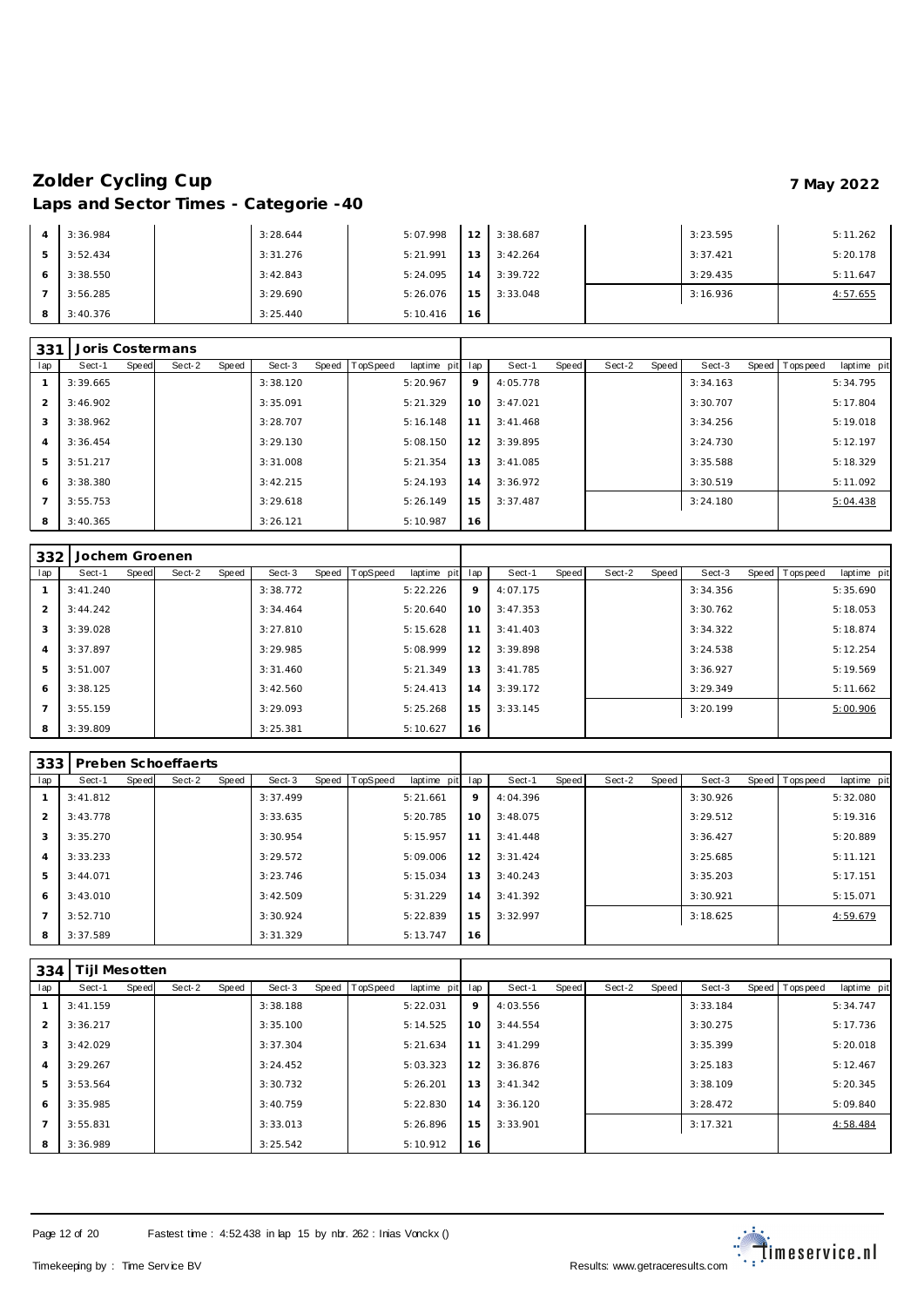# Zolder Cycling Cup

**7 May 2022**

## Laps and Sector Times - Categorie -40

| lap | Sect-1 | Speed | Sect-2 | Speed | Sect-3 | Speed | TopSpeed | laptime pit | lap | Sect-1 | Speed | Sect-2 | Speed | Sect-3 | Speed | Topspeed | laptime pit |
|---|---|---|---|---|---|---|---|---|---|---|---|---|---|---|---|---|---|
| 4 | 3:36.984 | | | | 3:28.644 | | | 5:07.998 | 12 | 3:38.687 | | | | 3:23.595 | | | 5:11.262 |
| 5 | 3:52.434 | | | | 3:31.276 | | | 5:21.991 | 13 | 3:42.264 | | | | 3:37.421 | | | 5:20.178 |
| 6 | 3:38.550 | | | | 3:42.843 | | | 5:24.095 | 14 | 3:39.722 | | | | 3:29.435 | | | 5:11.647 |
| 7 | 3:56.285 | | | | 3:29.690 | | | 5:26.076 | 15 | 3:33.048 | | | | 3:16.936 | | | 4:57.655 |
| 8 | 3:40.376 | | | | 3:25.440 | | | 5:10.416 | 16 | | | | | | | | |

### 331 Joris Costermans

| lap | Sect-1 | Speed | Sect-2 | Speed | Sect-3 | Speed | TopSpeed | laptime pit | lap | Sect-1 | Speed | Sect-2 | Speed | Sect-3 | Speed | Topspeed | laptime pit |
|---|---|---|---|---|---|---|---|---|---|---|---|---|---|---|---|---|---|
| 1 | 3:39.665 | | | | 3:38.120 | | | 5:20.967 | 9 | 4:05.778 | | | | 3:34.163 | | | 5:34.795 |
| 2 | 3:46.902 | | | | 3:35.091 | | | 5:21.329 | 10 | 3:47.021 | | | | 3:30.707 | | | 5:17.804 |
| 3 | 3:38.962 | | | | 3:28.707 | | | 5:16.148 | 11 | 3:41.468 | | | | 3:34.256 | | | 5:19.018 |
| 4 | 3:36.454 | | | | 3:29.130 | | | 5:08.150 | 12 | 3:39.895 | | | | 3:24.730 | | | 5:12.197 |
| 5 | 3:51.217 | | | | 3:31.008 | | | 5:21.354 | 13 | 3:41.085 | | | | 3:35.588 | | | 5:18.329 |
| 6 | 3:38.380 | | | | 3:42.215 | | | 5:24.193 | 14 | 3:36.972 | | | | 3:30.519 | | | 5:11.092 |
| 7 | 3:55.753 | | | | 3:29.618 | | | 5:26.149 | 15 | 3:37.487 | | | | 3:24.180 | | | 5:04.438 |
| 8 | 3:40.365 | | | | 3:26.121 | | | 5:10.987 | 16 | | | | | | | | |

### 332 Jochem Groenen

| lap | Sect-1 | Speed | Sect-2 | Speed | Sect-3 | Speed | TopSpeed | laptime pit | lap | Sect-1 | Speed | Sect-2 | Speed | Sect-3 | Speed | Topspeed | laptime pit |
|---|---|---|---|---|---|---|---|---|---|---|---|---|---|---|---|---|---|
| 1 | 3:41.240 | | | | 3:38.772 | | | 5:22.226 | 9 | 4:07.175 | | | | 3:34.356 | | | 5:35.690 |
| 2 | 3:44.242 | | | | 3:34.464 | | | 5:20.640 | 10 | 3:47.353 | | | | 3:30.762 | | | 5:18.053 |
| 3 | 3:39.028 | | | | 3:27.810 | | | 5:15.628 | 11 | 3:41.403 | | | | 3:34.322 | | | 5:18.874 |
| 4 | 3:37.897 | | | | 3:29.985 | | | 5:08.999 | 12 | 3:39.898 | | | | 3:24.538 | | | 5:12.254 |
| 5 | 3:51.007 | | | | 3:31.460 | | | 5:21.349 | 13 | 3:41.785 | | | | 3:36.927 | | | 5:19.569 |
| 6 | 3:38.125 | | | | 3:42.560 | | | 5:24.413 | 14 | 3:39.172 | | | | 3:29.349 | | | 5:11.662 |
| 7 | 3:55.159 | | | | 3:29.093 | | | 5:25.268 | 15 | 3:33.145 | | | | 3:20.199 | | | 5:00.906 |
| 8 | 3:39.809 | | | | 3:25.381 | | | 5:10.627 | 16 | | | | | | | | |

### 333 Preben Schoeffaerts

| lap | Sect-1 | Speed | Sect-2 | Speed | Sect-3 | Speed | TopSpeed | laptime pit | lap | Sect-1 | Speed | Sect-2 | Speed | Sect-3 | Speed | Topspeed | laptime pit |
|---|---|---|---|---|---|---|---|---|---|---|---|---|---|---|---|---|---|
| 1 | 3:41.812 | | | | 3:37.499 | | | 5:21.661 | 9 | 4:04.396 | | | | 3:30.926 | | | 5:32.080 |
| 2 | 3:43.778 | | | | 3:33.635 | | | 5:20.785 | 10 | 3:48.075 | | | | 3:29.512 | | | 5:19.316 |
| 3 | 3:35.270 | | | | 3:30.954 | | | 5:15.957 | 11 | 3:41.448 | | | | 3:36.427 | | | 5:20.889 |
| 4 | 3:33.233 | | | | 3:29.572 | | | 5:09.006 | 12 | 3:31.424 | | | | 3:25.685 | | | 5:11.121 |
| 5 | 3:44.071 | | | | 3:23.746 | | | 5:15.034 | 13 | 3:40.243 | | | | 3:35.203 | | | 5:17.151 |
| 6 | 3:43.010 | | | | 3:42.509 | | | 5:31.229 | 14 | 3:41.392 | | | | 3:30.921 | | | 5:15.071 |
| 7 | 3:52.710 | | | | 3:30.924 | | | 5:22.839 | 15 | 3:32.997 | | | | 3:18.625 | | | 4:59.679 |
| 8 | 3:37.589 | | | | 3:31.329 | | | 5:13.747 | 16 | | | | | | | | |

### 334 Tijl Mesotten

| lap | Sect-1 | Speed | Sect-2 | Speed | Sect-3 | Speed | TopSpeed | laptime pit | lap | Sect-1 | Speed | Sect-2 | Speed | Sect-3 | Speed | Topspeed | laptime pit |
|---|---|---|---|---|---|---|---|---|---|---|---|---|---|---|---|---|---|
| 1 | 3:41.159 | | | | 3:38.188 | | | 5:22.031 | 9 | 4:03.556 | | | | 3:33.184 | | | 5:34.747 |
| 2 | 3:36.217 | | | | 3:35.100 | | | 5:14.525 | 10 | 3:44.554 | | | | 3:30.275 | | | 5:17.736 |
| 3 | 3:42.029 | | | | 3:37.304 | | | 5:21.634 | 11 | 3:41.299 | | | | 3:35.399 | | | 5:20.018 |
| 4 | 3:29.267 | | | | 3:24.452 | | | 5:03.323 | 12 | 3:36.876 | | | | 3:25.183 | | | 5:12.467 |
| 5 | 3:53.564 | | | | 3:30.732 | | | 5:26.201 | 13 | 3:41.342 | | | | 3:38.109 | | | 5:20.345 |
| 6 | 3:35.985 | | | | 3:40.759 | | | 5:22.830 | 14 | 3:36.120 | | | | 3:28.472 | | | 5:09.840 |
| 7 | 3:55.831 | | | | 3:33.013 | | | 5:26.896 | 15 | 3:33.901 | | | | 3:17.321 | | | 4:58.484 |
| 8 | 3:36.989 | | | | 3:25.542 | | | 5:10.912 | 16 | | | | | | | | |

Fastest time : 4:52.438 in lap 15 by nbr. 262 : Inias Vonckx ()

Timekeeping by : Time Service BV

Results: www.getraceresults.com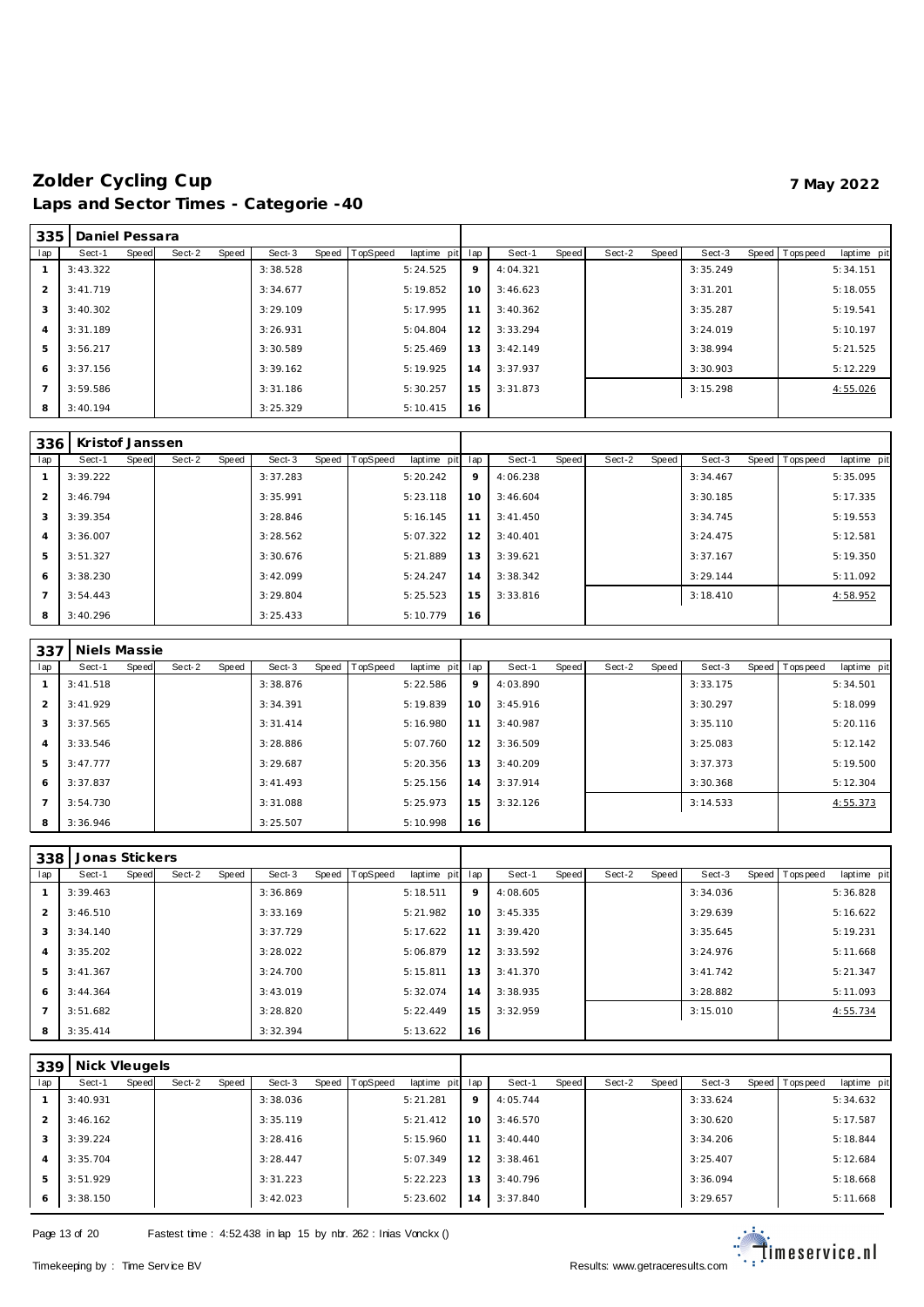# Zolder Cycling Cup

7 May 2022

## Laps and Sector Times - Categorie -40

### 335 Daniel Pessara

| lap | Sect-1 | Speed | Sect-2 | Speed | Sect-3 | Speed | TopSpeed | laptime pit | lap | Sect-1 | Speed | Sect-2 | Speed | Sect-3 | Speed | Topspeed | laptime pit |
|---|---|---|---|---|---|---|---|---|---|---|---|---|---|---|---|---|---|
| 1 | 3:43.322 | | | | 3:38.528 | | | 5:24.525 | 9 | 4:04.321 | | | | 3:35.249 | | | 5:34.151 |
| 2 | 3:41.719 | | | | 3:34.677 | | | 5:19.852 | 10 | 3:46.623 | | | | 3:31.201 | | | 5:18.055 |
| 3 | 3:40.302 | | | | 3:29.109 | | | 5:17.995 | 11 | 3:40.362 | | | | 3:35.287 | | | 5:19.541 |
| 4 | 3:31.189 | | | | 3:26.931 | | | 5:04.804 | 12 | 3:33.294 | | | | 3:24.019 | | | 5:10.197 |
| 5 | 3:56.217 | | | | 3:30.589 | | | 5:25.469 | 13 | 3:42.149 | | | | 3:38.994 | | | 5:21.525 |
| 6 | 3:37.156 | | | | 3:39.162 | | | 5:19.925 | 14 | 3:37.937 | | | | 3:30.903 | | | 5:12.229 |
| 7 | 3:59.586 | | | | 3:31.186 | | | 5:30.257 | 15 | 3:31.873 | | | | 3:15.298 | | | 4:55.026 |
| 8 | 3:40.194 | | | | 3:25.329 | | | 5:10.415 | 16 | | | | | | | | |

### 336 Kristof Janssen

| lap | Sect-1 | Speed | Sect-2 | Speed | Sect-3 | Speed | TopSpeed | laptime pit | lap | Sect-1 | Speed | Sect-2 | Speed | Sect-3 | Speed | Topspeed | laptime pit |
|---|---|---|---|---|---|---|---|---|---|---|---|---|---|---|---|---|---|
| 1 | 3:39.222 | | | | 3:37.283 | | | 5:20.242 | 9 | 4:06.238 | | | | 3:34.467 | | | 5:35.095 |
| 2 | 3:46.794 | | | | 3:35.991 | | | 5:23.118 | 10 | 3:46.604 | | | | 3:30.185 | | | 5:17.335 |
| 3 | 3:39.354 | | | | 3:28.846 | | | 5:16.145 | 11 | 3:41.450 | | | | 3:34.745 | | | 5:19.553 |
| 4 | 3:36.007 | | | | 3:28.562 | | | 5:07.322 | 12 | 3:40.401 | | | | 3:24.475 | | | 5:12.581 |
| 5 | 3:51.327 | | | | 3:30.676 | | | 5:21.889 | 13 | 3:39.621 | | | | 3:37.167 | | | 5:19.350 |
| 6 | 3:38.230 | | | | 3:42.099 | | | 5:24.247 | 14 | 3:38.342 | | | | 3:29.144 | | | 5:11.092 |
| 7 | 3:54.443 | | | | 3:29.804 | | | 5:25.523 | 15 | 3:33.816 | | | | 3:18.410 | | | 4:58.952 |
| 8 | 3:40.296 | | | | 3:25.433 | | | 5:10.779 | 16 | | | | | | | | |

### 337 Niels Massie

| lap | Sect-1 | Speed | Sect-2 | Speed | Sect-3 | Speed | TopSpeed | laptime pit | lap | Sect-1 | Speed | Sect-2 | Speed | Sect-3 | Speed | Topspeed | laptime pit |
|---|---|---|---|---|---|---|---|---|---|---|---|---|---|---|---|---|---|
| 1 | 3:41.518 | | | | 3:38.876 | | | 5:22.586 | 9 | 4:03.890 | | | | 3:33.175 | | | 5:34.501 |
| 2 | 3:41.929 | | | | 3:34.391 | | | 5:19.839 | 10 | 3:45.916 | | | | 3:30.297 | | | 5:18.099 |
| 3 | 3:37.565 | | | | 3:31.414 | | | 5:16.980 | 11 | 3:40.987 | | | | 3:35.110 | | | 5:20.116 |
| 4 | 3:33.546 | | | | 3:28.886 | | | 5:07.760 | 12 | 3:36.509 | | | | 3:25.083 | | | 5:12.142 |
| 5 | 3:47.777 | | | | 3:29.687 | | | 5:20.356 | 13 | 3:40.209 | | | | 3:37.373 | | | 5:19.500 |
| 6 | 3:37.837 | | | | 3:41.493 | | | 5:25.156 | 14 | 3:37.914 | | | | 3:30.368 | | | 5:12.304 |
| 7 | 3:54.730 | | | | 3:31.088 | | | 5:25.973 | 15 | 3:32.126 | | | | 3:14.533 | | | 4:55.373 |
| 8 | 3:36.946 | | | | 3:25.507 | | | 5:10.998 | 16 | | | | | | | | |

### 338 Jonas Stickers

| lap | Sect-1 | Speed | Sect-2 | Speed | Sect-3 | Speed | TopSpeed | laptime pit | lap | Sect-1 | Speed | Sect-2 | Speed | Sect-3 | Speed | Topspeed | laptime pit |
|---|---|---|---|---|---|---|---|---|---|---|---|---|---|---|---|---|---|
| 1 | 3:39.463 | | | | 3:36.869 | | | 5:18.511 | 9 | 4:08.605 | | | | 3:34.036 | | | 5:36.828 |
| 2 | 3:46.510 | | | | 3:33.169 | | | 5:21.982 | 10 | 3:45.335 | | | | 3:29.639 | | | 5:16.622 |
| 3 | 3:34.140 | | | | 3:37.729 | | | 5:17.622 | 11 | 3:39.420 | | | | 3:35.645 | | | 5:19.231 |
| 4 | 3:35.202 | | | | 3:28.022 | | | 5:06.879 | 12 | 3:33.592 | | | | 3:24.976 | | | 5:11.668 |
| 5 | 3:41.367 | | | | 3:24.700 | | | 5:15.811 | 13 | 3:41.370 | | | | 3:41.742 | | | 5:21.347 |
| 6 | 3:44.364 | | | | 3:43.019 | | | 5:32.074 | 14 | 3:38.935 | | | | 3:28.882 | | | 5:11.093 |
| 7 | 3:51.682 | | | | 3:28.820 | | | 5:22.449 | 15 | 3:32.959 | | | | 3:15.010 | | | 4:55.734 |
| 8 | 3:35.414 | | | | 3:32.394 | | | 5:13.622 | 16 | | | | | | | | |

### 339 Nick Vleugels

| lap | Sect-1 | Speed | Sect-2 | Speed | Sect-3 | Speed | TopSpeed | laptime pit | lap | Sect-1 | Speed | Sect-2 | Speed | Sect-3 | Speed | Topspeed | laptime pit |
|---|---|---|---|---|---|---|---|---|---|---|---|---|---|---|---|---|---|
| 1 | 3:40.931 | | | | 3:38.036 | | | 5:21.281 | 9 | 4:05.744 | | | | 3:33.624 | | | 5:34.632 |
| 2 | 3:46.162 | | | | 3:35.119 | | | 5:21.412 | 10 | 3:46.570 | | | | 3:30.620 | | | 5:17.587 |
| 3 | 3:39.224 | | | | 3:28.416 | | | 5:15.960 | 11 | 3:40.440 | | | | 3:34.206 | | | 5:18.844 |
| 4 | 3:35.704 | | | | 3:28.447 | | | 5:07.349 | 12 | 3:38.461 | | | | 3:25.407 | | | 5:12.684 |
| 5 | 3:51.929 | | | | 3:31.223 | | | 5:22.223 | 13 | 3:40.796 | | | | 3:36.094 | | | 5:18.668 |
| 6 | 3:38.150 | | | | 3:42.023 | | | 5:23.602 | 14 | 3:37.840 | | | | 3:29.657 | | | 5:11.668 |

Fastest time : 4:52.438 in lap 15 by nbr. 262 : Inias Vonckx ()

Timekeeping by : Time Service BV

Results: www.getraceresults.com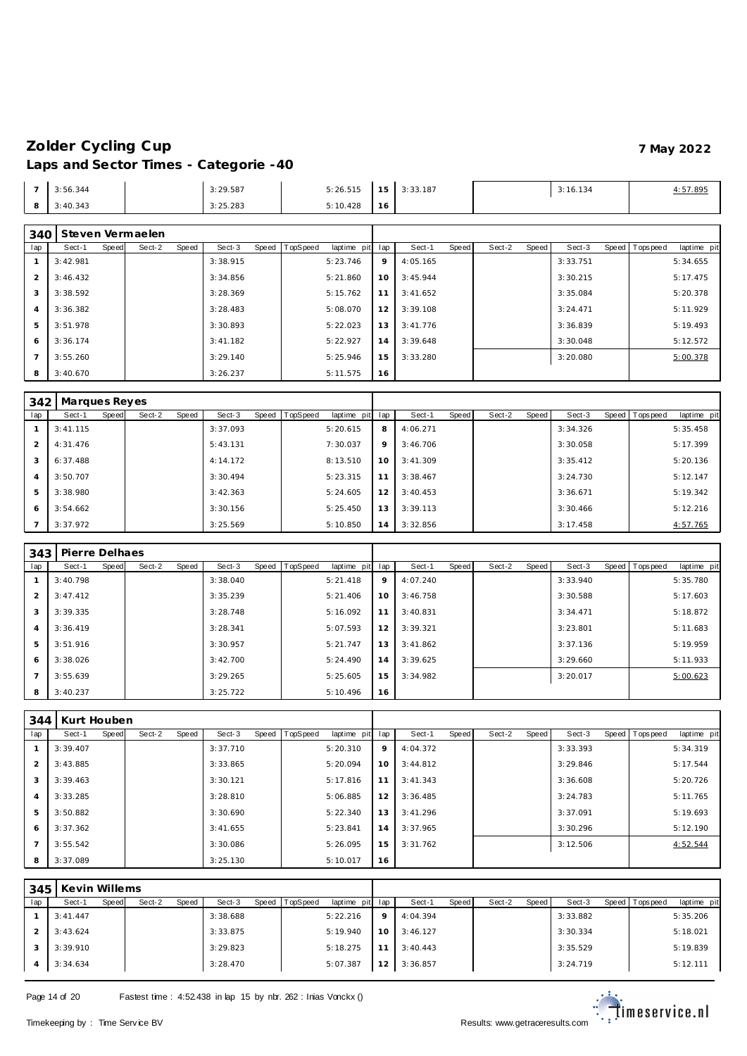# Zolder Cycling Cup

**7 May 2022**

## Laps and Sector Times - Categorie -40

| lap | Sect-1 | Speed | Sect-2 | Speed | Sect-3 | Speed | TopSpeed | laptime pit | lap | Sect-1 | Speed | Sect-2 | Speed | Sect-3 | Speed | Topspeed | laptime pit |
|---|---|---|---|---|---|---|---|---|---|---|---|---|---|---|---|---|---|
| 7 | 3:56.344 | | | | 3:29.587 | | | 5:26.515 | 15 | 3:33.187 | | | | 3:16.134 | | | 4:57.895 |
| 8 | 3:40.343 | | | | 3:25.283 | | | 5:10.428 | 16 | | | | | | | | |

### 340 Steven Vermaelen

| lap | Sect-1 | Speed | Sect-2 | Speed | Sect-3 | Speed | TopSpeed | laptime pit | lap | Sect-1 | Speed | Sect-2 | Speed | Sect-3 | Speed | Topspeed | laptime pit |
|---|---|---|---|---|---|---|---|---|---|---|---|---|---|---|---|---|---|
| 1 | 3:42.981 | | | | 3:38.915 | | | 5:23.746 | 9 | 4:05.165 | | | | 3:33.751 | | | 5:34.655 |
| 2 | 3:46.432 | | | | 3:34.856 | | | 5:21.860 | 10 | 3:45.944 | | | | 3:30.215 | | | 5:17.475 |
| 3 | 3:38.592 | | | | 3:28.369 | | | 5:15.762 | 11 | 3:41.652 | | | | 3:35.084 | | | 5:20.378 |
| 4 | 3:36.382 | | | | 3:28.483 | | | 5:08.070 | 12 | 3:39.108 | | | | 3:24.471 | | | 5:11.929 |
| 5 | 3:51.978 | | | | 3:30.893 | | | 5:22.023 | 13 | 3:41.776 | | | | 3:36.839 | | | 5:19.493 |
| 6 | 3:36.174 | | | | 3:41.182 | | | 5:22.927 | 14 | 3:39.648 | | | | 3:30.048 | | | 5:12.572 |
| 7 | 3:55.260 | | | | 3:29.140 | | | 5:25.946 | 15 | 3:33.280 | | | | 3:20.080 | | | 5:00.378 |
| 8 | 3:40.670 | | | | 3:26.237 | | | 5:11.575 | 16 | | | | | | | | |

### 342 Marques Reyes

| lap | Sect-1 | Speed | Sect-2 | Speed | Sect-3 | Speed | TopSpeed | laptime pit | lap | Sect-1 | Speed | Sect-2 | Speed | Sect-3 | Speed | Topspeed | laptime pit |
|---|---|---|---|---|---|---|---|---|---|---|---|---|---|---|---|---|---|
| 1 | 3:41.115 | | | | 3:37.093 | | | 5:20.615 | 8 | 4:06.271 | | | | 3:34.326 | | | 5:35.458 |
| 2 | 4:31.476 | | | | 5:43.131 | | | 7:30.037 | 9 | 3:46.706 | | | | 3:30.058 | | | 5:17.399 |
| 3 | 6:37.488 | | | | 4:14.172 | | | 8:13.510 | 10 | 3:41.309 | | | | 3:35.412 | | | 5:20.136 |
| 4 | 3:50.707 | | | | 3:30.494 | | | 5:23.315 | 11 | 3:38.467 | | | | 3:24.730 | | | 5:12.147 |
| 5 | 3:38.980 | | | | 3:42.363 | | | 5:24.605 | 12 | 3:40.453 | | | | 3:36.671 | | | 5:19.342 |
| 6 | 3:54.662 | | | | 3:30.156 | | | 5:25.450 | 13 | 3:39.113 | | | | 3:30.466 | | | 5:12.216 |
| 7 | 3:37.972 | | | | 3:25.569 | | | 5:10.850 | 14 | 3:32.856 | | | | 3:17.458 | | | 4:57.765 |

### 343 Pierre Delhaes

| lap | Sect-1 | Speed | Sect-2 | Speed | Sect-3 | Speed | TopSpeed | laptime pit | lap | Sect-1 | Speed | Sect-2 | Speed | Sect-3 | Speed | Topspeed | laptime pit |
|---|---|---|---|---|---|---|---|---|---|---|---|---|---|---|---|---|---|
| 1 | 3:40.798 | | | | 3:38.040 | | | 5:21.418 | 9 | 4:07.240 | | | | 3:33.940 | | | 5:35.780 |
| 2 | 3:47.412 | | | | 3:35.239 | | | 5:21.406 | 10 | 3:46.758 | | | | 3:30.588 | | | 5:17.603 |
| 3 | 3:39.335 | | | | 3:28.748 | | | 5:16.092 | 11 | 3:40.831 | | | | 3:34.471 | | | 5:18.872 |
| 4 | 3:36.419 | | | | 3:28.341 | | | 5:07.593 | 12 | 3:39.321 | | | | 3:23.801 | | | 5:11.683 |
| 5 | 3:51.916 | | | | 3:30.957 | | | 5:21.747 | 13 | 3:41.862 | | | | 3:37.136 | | | 5:19.959 |
| 6 | 3:38.026 | | | | 3:42.700 | | | 5:24.490 | 14 | 3:39.625 | | | | 3:29.660 | | | 5:11.933 |
| 7 | 3:55.639 | | | | 3:29.265 | | | 5:25.605 | 15 | 3:34.982 | | | | 3:20.017 | | | 5:00.623 |
| 8 | 3:40.237 | | | | 3:25.722 | | | 5:10.496 | 16 | | | | | | | | |

### 344 Kurt Houben

| lap | Sect-1 | Speed | Sect-2 | Speed | Sect-3 | Speed | TopSpeed | laptime pit | lap | Sect-1 | Speed | Sect-2 | Speed | Sect-3 | Speed | Topspeed | laptime pit |
|---|---|---|---|---|---|---|---|---|---|---|---|---|---|---|---|---|---|
| 1 | 3:39.407 | | | | 3:37.710 | | | 5:20.310 | 9 | 4:04.372 | | | | 3:33.393 | | | 5:34.319 |
| 2 | 3:43.885 | | | | 3:33.865 | | | 5:20.094 | 10 | 3:44.812 | | | | 3:29.846 | | | 5:17.544 |
| 3 | 3:39.463 | | | | 3:30.121 | | | 5:17.816 | 11 | 3:41.343 | | | | 3:36.608 | | | 5:20.726 |
| 4 | 3:33.285 | | | | 3:28.810 | | | 5:06.885 | 12 | 3:36.485 | | | | 3:24.783 | | | 5:11.765 |
| 5 | 3:50.882 | | | | 3:30.690 | | | 5:22.340 | 13 | 3:41.296 | | | | 3:37.091 | | | 5:19.693 |
| 6 | 3:37.362 | | | | 3:41.655 | | | 5:23.841 | 14 | 3:37.965 | | | | 3:30.296 | | | 5:12.190 |
| 7 | 3:55.542 | | | | 3:30.086 | | | 5:26.095 | 15 | 3:31.762 | | | | 3:12.506 | | | 4:52.544 |
| 8 | 3:37.089 | | | | 3:25.130 | | | 5:10.017 | 16 | | | | | | | | |

### 345 Kevin Willems

| lap | Sect-1 | Speed | Sect-2 | Speed | Sect-3 | Speed | TopSpeed | laptime pit | lap | Sect-1 | Speed | Sect-2 | Speed | Sect-3 | Speed | Topspeed | laptime pit |
|---|---|---|---|---|---|---|---|---|---|---|---|---|---|---|---|---|---|
| 1 | 3:41.447 | | | | 3:38.688 | | | 5:22.216 | 9 | 4:04.394 | | | | 3:33.882 | | | 5:35.206 |
| 2 | 3:43.624 | | | | 3:33.875 | | | 5:19.940 | 10 | 3:46.127 | | | | 3:30.334 | | | 5:18.021 |
| 3 | 3:39.910 | | | | 3:29.823 | | | 5:18.275 | 11 | 3:40.443 | | | | 3:35.529 | | | 5:19.839 |
| 4 | 3:34.634 | | | | 3:28.470 | | | 5:07.387 | 12 | 3:36.857 | | | | 3:24.719 | | | 5:12.111 |

Fastest time : 4:52.438 in lap 15 by nbr. 262 : Inias Vonckx ()

Timekeeping by : Time Service BV

Results: www.getraceresults.com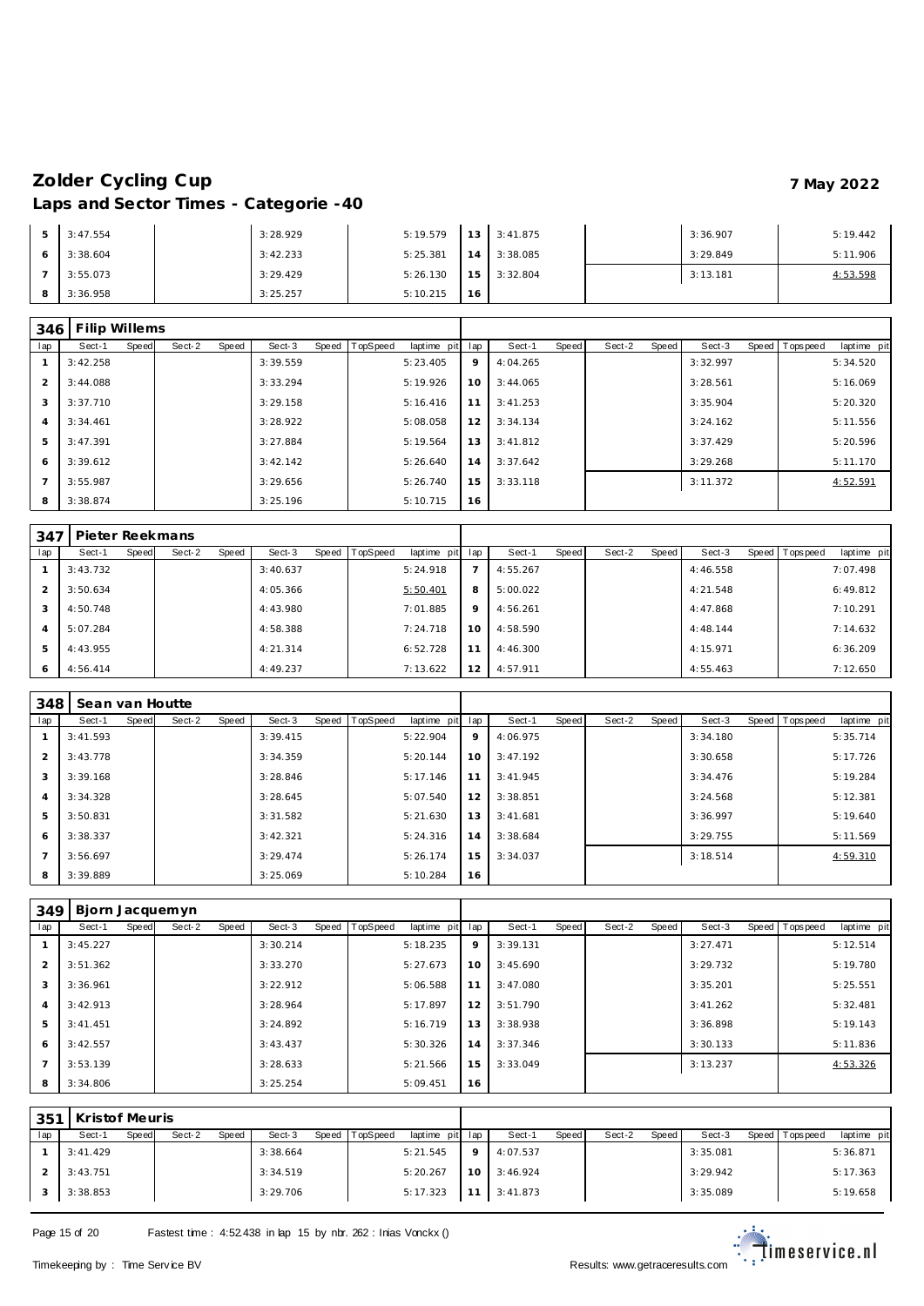# Zolder Cycling Cup

## Laps and Sector Times - Categorie -40

7 May 2022

| lap | Sect-1 | Speed | Sect-2 | Speed | Sect-3 | Speed | TopSpeed | laptime pit | lap | Sect-1 | Speed | Sect-2 | Speed | Sect-3 | Speed | Topspeed | laptime pit |
|---|---|---|---|---|---|---|---|---|---|---|---|---|---|---|---|---|---|
| 5 | 3:47.554 | | | | 3:28.929 | | | 5:19.579 | 13 | 3:41.875 | | | | 3:36.907 | | | 5:19.442 |
| 6 | 3:38.604 | | | | 3:42.233 | | | 5:25.381 | 14 | 3:38.085 | | | | 3:29.849 | | | 5:11.906 |
| 7 | 3:55.073 | | | | 3:29.429 | | | 5:26.130 | 15 | 3:32.804 | | | | 3:13.181 | | | 4:53.598 |
| 8 | 3:36.958 | | | | 3:25.257 | | | 5:10.215 | 16 | | | | | | | | |

### 346 Filip Willems

| lap | Sect-1 | Speed | Sect-2 | Speed | Sect-3 | Speed | TopSpeed | laptime pit | lap | Sect-1 | Speed | Sect-2 | Speed | Sect-3 | Speed | Topspeed | laptime pit |
|---|---|---|---|---|---|---|---|---|---|---|---|---|---|---|---|---|---|
| 1 | 3:42.258 | | | | 3:39.559 | | | 5:23.405 | 9 | 4:04.265 | | | | 3:32.997 | | | 5:34.520 |
| 2 | 3:44.088 | | | | 3:33.294 | | | 5:19.926 | 10 | 3:44.065 | | | | 3:28.561 | | | 5:16.069 |
| 3 | 3:37.710 | | | | 3:29.158 | | | 5:16.416 | 11 | 3:41.253 | | | | 3:35.904 | | | 5:20.320 |
| 4 | 3:34.461 | | | | 3:28.922 | | | 5:08.058 | 12 | 3:34.134 | | | | 3:24.162 | | | 5:11.556 |
| 5 | 3:47.391 | | | | 3:27.884 | | | 5:19.564 | 13 | 3:41.812 | | | | 3:37.429 | | | 5:20.596 |
| 6 | 3:39.612 | | | | 3:42.142 | | | 5:26.640 | 14 | 3:37.642 | | | | 3:29.268 | | | 5:11.170 |
| 7 | 3:55.987 | | | | 3:29.656 | | | 5:26.740 | 15 | 3:33.118 | | | | 3:11.372 | | | 4:52.591 |
| 8 | 3:38.874 | | | | 3:25.196 | | | 5:10.715 | 16 | | | | | | | | |

### 347 Pieter Reekmans

| lap | Sect-1 | Speed | Sect-2 | Speed | Sect-3 | Speed | TopSpeed | laptime pit | lap | Sect-1 | Speed | Sect-2 | Speed | Sect-3 | Speed | Topspeed | laptime pit |
|---|---|---|---|---|---|---|---|---|---|---|---|---|---|---|---|---|---|
| 1 | 3:43.732 | | | | 3:40.637 | | | 5:24.918 | 7 | 4:55.267 | | | | 4:46.558 | | | 7:07.498 |
| 2 | 3:50.634 | | | | 4:05.366 | | | 5:50.401 | 8 | 5:00.022 | | | | 4:21.548 | | | 6:49.812 |
| 3 | 4:50.748 | | | | 4:43.980 | | | 7:01.885 | 9 | 4:56.261 | | | | 4:47.868 | | | 7:10.291 |
| 4 | 5:07.284 | | | | 4:58.388 | | | 7:24.718 | 10 | 4:58.590 | | | | 4:48.144 | | | 7:14.632 |
| 5 | 4:43.955 | | | | 4:21.314 | | | 6:52.728 | 11 | 4:46.300 | | | | 4:15.971 | | | 6:36.209 |
| 6 | 4:56.414 | | | | 4:49.237 | | | 7:13.622 | 12 | 4:57.911 | | | | 4:55.463 | | | 7:12.650 |

### 348 Sean van Houtte

| lap | Sect-1 | Speed | Sect-2 | Speed | Sect-3 | Speed | TopSpeed | laptime pit | lap | Sect-1 | Speed | Sect-2 | Speed | Sect-3 | Speed | Topspeed | laptime pit |
|---|---|---|---|---|---|---|---|---|---|---|---|---|---|---|---|---|---|
| 1 | 3:41.593 | | | | 3:39.415 | | | 5:22.904 | 9 | 4:06.975 | | | | 3:34.180 | | | 5:35.714 |
| 2 | 3:43.778 | | | | 3:34.359 | | | 5:20.144 | 10 | 3:47.192 | | | | 3:30.658 | | | 5:17.726 |
| 3 | 3:39.168 | | | | 3:28.846 | | | 5:17.146 | 11 | 3:41.945 | | | | 3:34.476 | | | 5:19.284 |
| 4 | 3:34.328 | | | | 3:28.645 | | | 5:07.540 | 12 | 3:38.851 | | | | 3:24.568 | | | 5:12.381 |
| 5 | 3:50.831 | | | | 3:31.582 | | | 5:21.630 | 13 | 3:41.681 | | | | 3:36.997 | | | 5:19.640 |
| 6 | 3:38.337 | | | | 3:42.321 | | | 5:24.316 | 14 | 3:38.684 | | | | 3:29.755 | | | 5:11.569 |
| 7 | 3:56.697 | | | | 3:29.474 | | | 5:26.174 | 15 | 3:34.037 | | | | 3:18.514 | | | 4:59.310 |
| 8 | 3:39.889 | | | | 3:25.069 | | | 5:10.284 | 16 | | | | | | | | |

### 349 Bjorn Jacquemyn

| lap | Sect-1 | Speed | Sect-2 | Speed | Sect-3 | Speed | TopSpeed | laptime pit | lap | Sect-1 | Speed | Sect-2 | Speed | Sect-3 | Speed | Topspeed | laptime pit |
|---|---|---|---|---|---|---|---|---|---|---|---|---|---|---|---|---|---|
| 1 | 3:45.227 | | | | 3:30.214 | | | 5:18.235 | 9 | 3:39.131 | | | | 3:27.471 | | | 5:12.514 |
| 2 | 3:51.362 | | | | 3:33.270 | | | 5:27.673 | 10 | 3:45.690 | | | | 3:29.732 | | | 5:19.780 |
| 3 | 3:36.961 | | | | 3:22.912 | | | 5:06.588 | 11 | 3:47.080 | | | | 3:35.201 | | | 5:25.551 |
| 4 | 3:42.913 | | | | 3:28.964 | | | 5:17.897 | 12 | 3:51.790 | | | | 3:41.262 | | | 5:32.481 |
| 5 | 3:41.451 | | | | 3:24.892 | | | 5:16.719 | 13 | 3:38.938 | | | | 3:36.898 | | | 5:19.143 |
| 6 | 3:42.557 | | | | 3:43.437 | | | 5:30.326 | 14 | 3:37.346 | | | | 3:30.133 | | | 5:11.836 |
| 7 | 3:53.139 | | | | 3:28.633 | | | 5:21.566 | 15 | 3:33.049 | | | | 3:13.237 | | | 4:53.326 |
| 8 | 3:34.806 | | | | 3:25.254 | | | 5:09.451 | 16 | | | | | | | | |

### 351 Kristof Meuris

| lap | Sect-1 | Speed | Sect-2 | Speed | Sect-3 | Speed | TopSpeed | laptime pit | lap | Sect-1 | Speed | Sect-2 | Speed | Sect-3 | Speed | Topspeed | laptime pit |
|---|---|---|---|---|---|---|---|---|---|---|---|---|---|---|---|---|---|
| 1 | 3:41.429 | | | | 3:38.664 | | | 5:21.545 | 9 | 4:07.537 | | | | 3:35.081 | | | 5:36.871 |
| 2 | 3:43.751 | | | | 3:34.519 | | | 5:20.267 | 10 | 3:46.924 | | | | 3:29.942 | | | 5:17.363 |
| 3 | 3:38.853 | | | | 3:29.706 | | | 5:17.323 | 11 | 3:41.873 | | | | 3:35.089 | | | 5:19.658 |

Fastest time : 4:52.438 in lap 15 by nbr. 262 : Inias Vonckx ()

Timekeeping by : Time Service BV

Results: www.getraceresults.com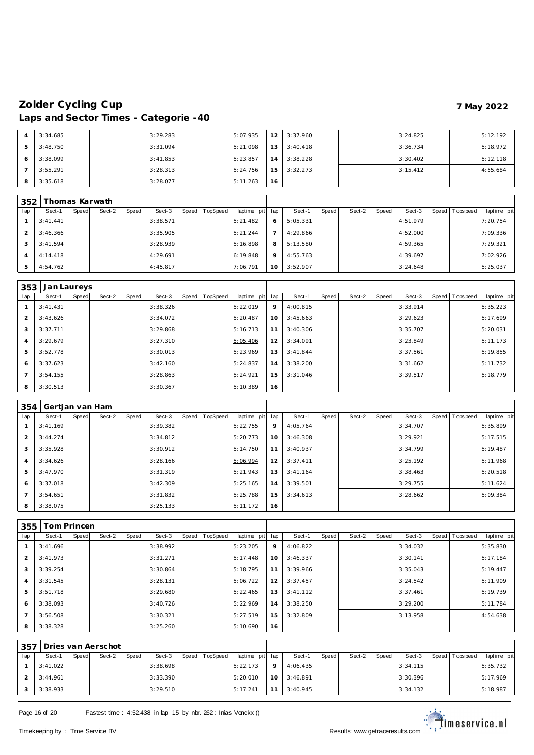# Zolder Cycling Cup

**7 May 2022**

## Laps and Sector Times - Categorie -40

| lap | Sect-1 | Speed | Sect-2 | Speed | Sect-3 | Speed | TopSpeed | laptime pit | lap | Sect-1 | Speed | Sect-2 | Speed | Sect-3 | Speed | Topspeed | laptime pit |
|---|---|---|---|---|---|---|---|---|---|---|---|---|---|---|---|---|---|
| 4 | 3:34.685 | | | | 3:29.283 | | | 5:07.935 | 12 | 3:37.960 | | | | 3:24.825 | | | 5:12.192 |
| 5 | 3:48.750 | | | | 3:31.094 | | | 5:21.098 | 13 | 3:40.418 | | | | 3:36.734 | | | 5:18.972 |
| 6 | 3:38.099 | | | | 3:41.853 | | | 5:23.857 | 14 | 3:38.228 | | | | 3:30.402 | | | 5:12.118 |
| 7 | 3:55.291 | | | | 3:28.313 | | | 5:24.756 | 15 | 3:32.273 | | | | 3:15.412 | | | 4:55.684 |
| 8 | 3:35.618 | | | | 3:28.077 | | | 5:11.263 | 16 | | | | | | | | |

### 352 Thomas Karwath

| lap | Sect-1 | Speed | Sect-2 | Speed | Sect-3 | Speed | TopSpeed | laptime pit | lap | Sect-1 | Speed | Sect-2 | Speed | Sect-3 | Speed | Topspeed | laptime pit |
|---|---|---|---|---|---|---|---|---|---|---|---|---|---|---|---|---|---|
| 1 | 3:41.441 | | | | 3:38.571 | | | 5:21.482 | 6 | 5:05.331 | | | | 4:51.979 | | | 7:20.754 |
| 2 | 3:46.366 | | | | 3:35.905 | | | 5:21.244 | 7 | 4:29.866 | | | | 4:52.000 | | | 7:09.336 |
| 3 | 3:41.594 | | | | 3:28.939 | | | 5:16.898 | 8 | 5:13.580 | | | | 4:59.365 | | | 7:29.321 |
| 4 | 4:14.418 | | | | 4:29.691 | | | 6:19.848 | 9 | 4:55.763 | | | | 4:39.697 | | | 7:02.926 |
| 5 | 4:54.762 | | | | 4:45.817 | | | 7:06.791 | 10 | 3:52.907 | | | | 3:24.648 | | | 5:25.037 |

### 353 Jan Laureys

| lap | Sect-1 | Speed | Sect-2 | Speed | Sect-3 | Speed | TopSpeed | laptime pit | lap | Sect-1 | Speed | Sect-2 | Speed | Sect-3 | Speed | Topspeed | laptime pit |
|---|---|---|---|---|---|---|---|---|---|---|---|---|---|---|---|---|---|
| 1 | 3:41.431 | | | | 3:38.326 | | | 5:22.019 | 9 | 4:00.815 | | | | 3:33.914 | | | 5:35.223 |
| 2 | 3:43.626 | | | | 3:34.072 | | | 5:20.487 | 10 | 3:45.663 | | | | 3:29.623 | | | 5:17.699 |
| 3 | 3:37.711 | | | | 3:29.868 | | | 5:16.713 | 11 | 3:40.306 | | | | 3:35.707 | | | 5:20.031 |
| 4 | 3:29.679 | | | | 3:27.310 | | | 5:05.406 | 12 | 3:34.091 | | | | 3:23.849 | | | 5:11.173 |
| 5 | 3:52.778 | | | | 3:30.013 | | | 5:23.969 | 13 | 3:41.844 | | | | 3:37.561 | | | 5:19.855 |
| 6 | 3:37.623 | | | | 3:42.160 | | | 5:24.837 | 14 | 3:38.200 | | | | 3:31.662 | | | 5:11.732 |
| 7 | 3:54.155 | | | | 3:28.863 | | | 5:24.921 | 15 | 3:31.046 | | | | 3:39.517 | | | 5:18.779 |
| 8 | 3:30.513 | | | | 3:30.367 | | | 5:10.389 | 16 | | | | | | | | |

### 354 Gertjan van Ham

| lap | Sect-1 | Speed | Sect-2 | Speed | Sect-3 | Speed | TopSpeed | laptime pit | lap | Sect-1 | Speed | Sect-2 | Speed | Sect-3 | Speed | Topspeed | laptime pit |
|---|---|---|---|---|---|---|---|---|---|---|---|---|---|---|---|---|---|
| 1 | 3:41.169 | | | | 3:39.382 | | | 5:22.755 | 9 | 4:05.764 | | | | 3:34.707 | | | 5:35.899 |
| 2 | 3:44.274 | | | | 3:34.812 | | | 5:20.773 | 10 | 3:46.308 | | | | 3:29.921 | | | 5:17.515 |
| 3 | 3:35.928 | | | | 3:30.912 | | | 5:14.750 | 11 | 3:40.937 | | | | 3:34.799 | | | 5:19.487 |
| 4 | 3:34.626 | | | | 3:28.166 | | | 5:06.994 | 12 | 3:37.411 | | | | 3:25.192 | | | 5:11.968 |
| 5 | 3:47.970 | | | | 3:31.319 | | | 5:21.943 | 13 | 3:41.164 | | | | 3:38.463 | | | 5:20.518 |
| 6 | 3:37.018 | | | | 3:42.309 | | | 5:25.165 | 14 | 3:39.501 | | | | 3:29.755 | | | 5:11.624 |
| 7 | 3:54.651 | | | | 3:31.832 | | | 5:25.788 | 15 | 3:34.613 | | | | 3:28.662 | | | 5:09.384 |
| 8 | 3:38.075 | | | | 3:25.133 | | | 5:11.172 | 16 | | | | | | | | |

### 355 Tom Princen

| lap | Sect-1 | Speed | Sect-2 | Speed | Sect-3 | Speed | TopSpeed | laptime pit | lap | Sect-1 | Speed | Sect-2 | Speed | Sect-3 | Speed | Topspeed | laptime pit |
|---|---|---|---|---|---|---|---|---|---|---|---|---|---|---|---|---|---|
| 1 | 3:41.696 | | | | 3:38.992 | | | 5:23.205 | 9 | 4:06.822 | | | | 3:34.032 | | | 5:35.830 |
| 2 | 3:41.973 | | | | 3:31.271 | | | 5:17.448 | 10 | 3:46.337 | | | | 3:30.141 | | | 5:17.184 |
| 3 | 3:39.254 | | | | 3:30.864 | | | 5:18.795 | 11 | 3:39.966 | | | | 3:35.043 | | | 5:19.447 |
| 4 | 3:31.545 | | | | 3:28.131 | | | 5:06.722 | 12 | 3:37.457 | | | | 3:24.542 | | | 5:11.909 |
| 5 | 3:51.718 | | | | 3:29.680 | | | 5:22.465 | 13 | 3:41.112 | | | | 3:37.461 | | | 5:19.739 |
| 6 | 3:38.093 | | | | 3:40.726 | | | 5:22.969 | 14 | 3:38.250 | | | | 3:29.200 | | | 5:11.784 |
| 7 | 3:56.508 | | | | 3:30.321 | | | 5:27.519 | 15 | 3:32.809 | | | | 3:13.958 | | | 4:54.638 |
| 8 | 3:38.328 | | | | 3:25.260 | | | 5:10.690 | 16 | | | | | | | | |

### 357 Dries van Aerschot

| lap | Sect-1 | Speed | Sect-2 | Speed | Sect-3 | Speed | TopSpeed | laptime pit | lap | Sect-1 | Speed | Sect-2 | Speed | Sect-3 | Speed | Topspeed | laptime pit |
|---|---|---|---|---|---|---|---|---|---|---|---|---|---|---|---|---|---|
| 1 | 3:41.022 | | | | 3:38.698 | | | 5:22.173 | 9 | 4:06.435 | | | | 3:34.115 | | | 5:35.732 |
| 2 | 3:44.961 | | | | 3:33.390 | | | 5:20.010 | 10 | 3:46.891 | | | | 3:30.396 | | | 5:17.969 |
| 3 | 3:38.933 | | | | 3:29.510 | | | 5:17.241 | 11 | 3:40.945 | | | | 3:34.132 | | | 5:18.987 |

Fastest time : 4:52.438 in lap 15 by nbr. 262 : Inias Vonckx ()

Timekeeping by : Time Service BV

Results: www.getraceresults.com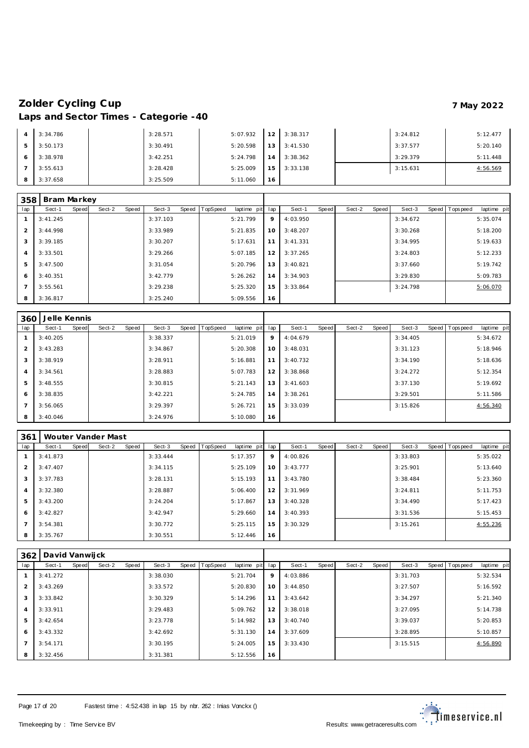# Zolder Cycling Cup

**7 May 2022**

## Laps and Sector Times - Categorie -40

| lap | Sect-1 | Speed | Sect-2 | Speed | Sect-3 | Speed | TopSpeed | laptime pit | lap | Sect-1 | Speed | Sect-2 | Speed | Sect-3 | Speed | Topspeed | laptime pit |
|---|---|---|---|---|---|---|---|---|---|---|---|---|---|---|---|---|---|
| 4 | 3:34.786 | | | | 3:28.571 | | | 5:07.932 | 12 | 3:38.317 | | | | 3:24.812 | | | 5:12.477 |
| 5 | 3:50.173 | | | | 3:30.491 | | | 5:20.598 | 13 | 3:41.530 | | | | 3:37.577 | | | 5:20.140 |
| 6 | 3:38.978 | | | | 3:42.251 | | | 5:24.798 | 14 | 3:38.362 | | | | 3:29.379 | | | 5:11.448 |
| 7 | 3:55.613 | | | | 3:28.428 | | | 5:25.009 | 15 | 3:33.138 | | | | 3:15.631 | | | 4:56.569 |
| 8 | 3:37.658 | | | | 3:25.509 | | | 5:11.060 | 16 | | | | | | | | |

### 358 Bram Markey

| lap | Sect-1 | Speed | Sect-2 | Speed | Sect-3 | Speed | TopSpeed | laptime pit | lap | Sect-1 | Speed | Sect-2 | Speed | Sect-3 | Speed | Topspeed | laptime pit |
|---|---|---|---|---|---|---|---|---|---|---|---|---|---|---|---|---|---|
| 1 | 3:41.245 | | | | 3:37.103 | | | 5:21.799 | 9 | 4:03.950 | | | | 3:34.672 | | | 5:35.074 |
| 2 | 3:44.998 | | | | 3:33.989 | | | 5:21.835 | 10 | 3:48.207 | | | | 3:30.268 | | | 5:18.200 |
| 3 | 3:39.185 | | | | 3:30.207 | | | 5:17.631 | 11 | 3:41.331 | | | | 3:34.995 | | | 5:19.633 |
| 4 | 3:33.501 | | | | 3:29.266 | | | 5:07.185 | 12 | 3:37.265 | | | | 3:24.803 | | | 5:12.233 |
| 5 | 3:47.500 | | | | 3:31.054 | | | 5:20.796 | 13 | 3:40.821 | | | | 3:37.660 | | | 5:19.742 |
| 6 | 3:40.351 | | | | 3:42.779 | | | 5:26.262 | 14 | 3:34.903 | | | | 3:29.830 | | | 5:09.783 |
| 7 | 3:55.561 | | | | 3:29.238 | | | 5:25.320 | 15 | 3:33.864 | | | | 3:24.798 | | | 5:06.070 |
| 8 | 3:36.817 | | | | 3:25.240 | | | 5:09.556 | 16 | | | | | | | | |

### 360 Jelle Kennis

| lap | Sect-1 | Speed | Sect-2 | Speed | Sect-3 | Speed | TopSpeed | laptime pit | lap | Sect-1 | Speed | Sect-2 | Speed | Sect-3 | Speed | Topspeed | laptime pit |
|---|---|---|---|---|---|---|---|---|---|---|---|---|---|---|---|---|---|
| 1 | 3:40.205 | | | | 3:38.337 | | | 5:21.019 | 9 | 4:04.679 | | | | 3:34.405 | | | 5:34.672 |
| 2 | 3:43.283 | | | | 3:34.867 | | | 5:20.308 | 10 | 3:48.031 | | | | 3:31.123 | | | 5:18.946 |
| 3 | 3:38.919 | | | | 3:28.911 | | | 5:16.881 | 11 | 3:40.732 | | | | 3:34.190 | | | 5:18.636 |
| 4 | 3:34.561 | | | | 3:28.883 | | | 5:07.783 | 12 | 3:38.868 | | | | 3:24.272 | | | 5:12.354 |
| 5 | 3:48.555 | | | | 3:30.815 | | | 5:21.143 | 13 | 3:41.603 | | | | 3:37.130 | | | 5:19.692 |
| 6 | 3:38.835 | | | | 3:42.221 | | | 5:24.785 | 14 | 3:38.261 | | | | 3:29.501 | | | 5:11.586 |
| 7 | 3:56.065 | | | | 3:29.397 | | | 5:26.721 | 15 | 3:33.039 | | | | 3:15.826 | | | 4:56.340 |
| 8 | 3:40.046 | | | | 3:24.976 | | | 5:10.080 | 16 | | | | | | | | |

### 361 Wouter Vander Mast

| lap | Sect-1 | Speed | Sect-2 | Speed | Sect-3 | Speed | TopSpeed | laptime pit | lap | Sect-1 | Speed | Sect-2 | Speed | Sect-3 | Speed | Topspeed | laptime pit |
|---|---|---|---|---|---|---|---|---|---|---|---|---|---|---|---|---|---|
| 1 | 3:41.873 | | | | 3:33.444 | | | 5:17.357 | 9 | 4:00.826 | | | | 3:33.803 | | | 5:35.022 |
| 2 | 3:47.407 | | | | 3:34.115 | | | 5:25.109 | 10 | 3:43.777 | | | | 3:25.901 | | | 5:13.640 |
| 3 | 3:37.783 | | | | 3:28.131 | | | 5:15.193 | 11 | 3:43.780 | | | | 3:38.484 | | | 5:23.360 |
| 4 | 3:32.380 | | | | 3:28.887 | | | 5:06.400 | 12 | 3:31.969 | | | | 3:24.811 | | | 5:11.753 |
| 5 | 3:43.200 | | | | 3:24.204 | | | 5:17.867 | 13 | 3:40.328 | | | | 3:34.490 | | | 5:17.423 |
| 6 | 3:42.827 | | | | 3:42.947 | | | 5:29.660 | 14 | 3:40.393 | | | | 3:31.536 | | | 5:15.453 |
| 7 | 3:54.381 | | | | 3:30.772 | | | 5:25.115 | 15 | 3:30.329 | | | | 3:15.261 | | | 4:55.236 |
| 8 | 3:35.767 | | | | 3:30.551 | | | 5:12.446 | 16 | | | | | | | | |

### 362 David Vanwijck

| lap | Sect-1 | Speed | Sect-2 | Speed | Sect-3 | Speed | TopSpeed | laptime pit | lap | Sect-1 | Speed | Sect-2 | Speed | Sect-3 | Speed | Topspeed | laptime pit |
|---|---|---|---|---|---|---|---|---|---|---|---|---|---|---|---|---|---|
| 1 | 3:41.272 | | | | 3:38.030 | | | 5:21.704 | 9 | 4:03.886 | | | | 3:31.703 | | | 5:32.534 |
| 2 | 3:43.269 | | | | 3:33.572 | | | 5:20.830 | 10 | 3:44.850 | | | | 3:27.507 | | | 5:16.592 |
| 3 | 3:33.842 | | | | 3:30.329 | | | 5:14.296 | 11 | 3:43.642 | | | | 3:34.297 | | | 5:21.340 |
| 4 | 3:33.911 | | | | 3:29.483 | | | 5:09.762 | 12 | 3:38.018 | | | | 3:27.095 | | | 5:14.738 |
| 5 | 3:42.654 | | | | 3:23.778 | | | 5:14.982 | 13 | 3:40.740 | | | | 3:39.037 | | | 5:20.853 |
| 6 | 3:43.332 | | | | 3:42.692 | | | 5:31.130 | 14 | 3:37.609 | | | | 3:28.895 | | | 5:10.857 |
| 7 | 3:54.171 | | | | 3:30.195 | | | 5:24.005 | 15 | 3:33.430 | | | | 3:15.515 | | | 4:56.890 |
| 8 | 3:32.456 | | | | 3:31.381 | | | 5:12.556 | 16 | | | | | | | | |

Fastest time : 4:52.438 in lap 15 by nbr. 262 : Inias Vonckx ()

Timekeeping by : Time Service BV

Results: www.getraceresults.com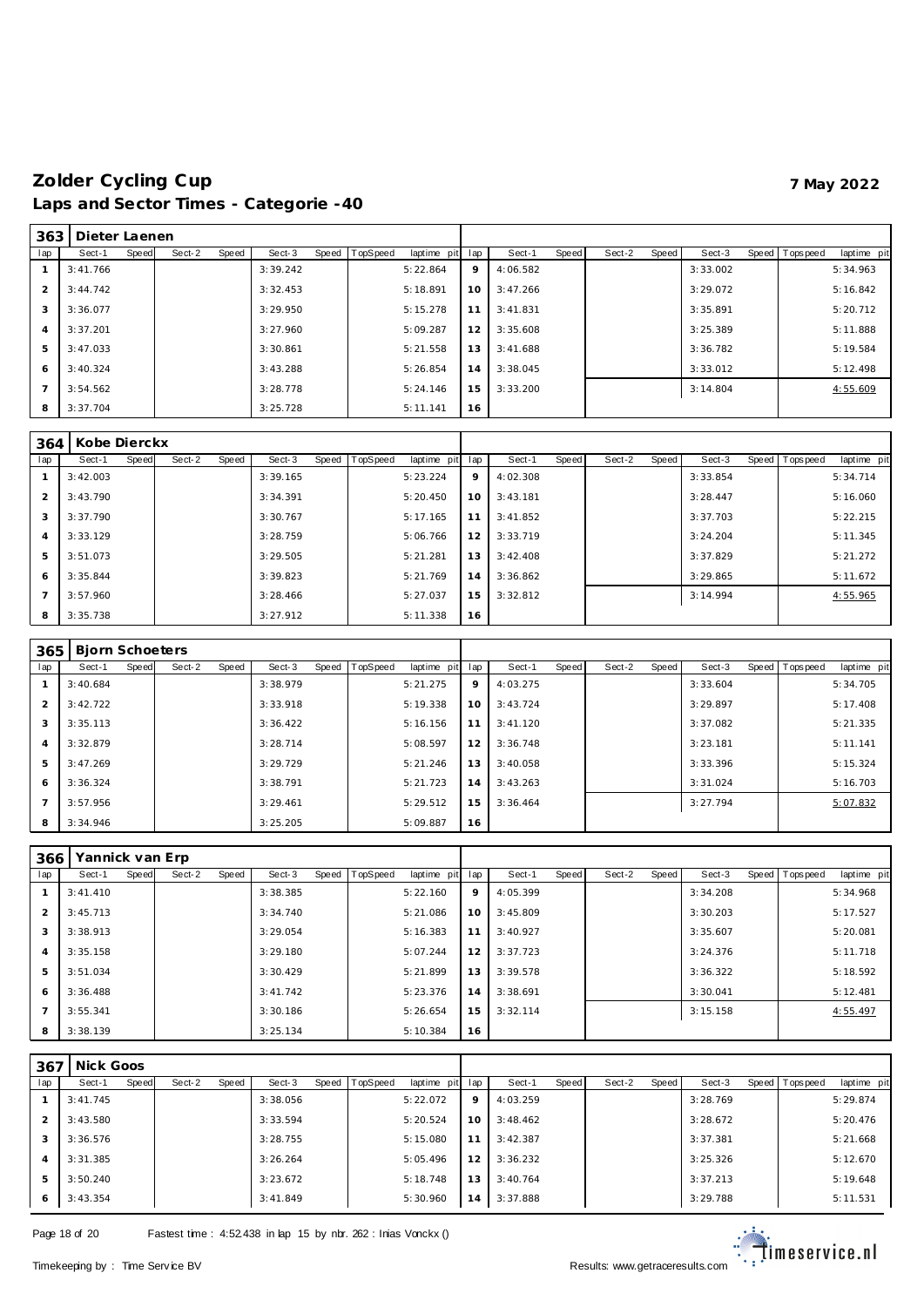# Zolder Cycling Cup

**7 May 2022**

## Laps and Sector Times - Categorie -40

### 363 Dieter Laenen

| lap | Sect-1 | Speed | Sect-2 | Speed | Sect-3 | Speed | TopSpeed | laptime pit | lap | Sect-1 | Speed | Sect-2 | Speed | Sect-3 | Speed | Topspeed | laptime pit |
|---|---|---|---|---|---|---|---|---|---|---|---|---|---|---|---|---|---|
| 1 | 3:41.766 | | | | 3:39.242 | | | 5:22.864 | 9 | 4:06.582 | | | | 3:33.002 | | | 5:34.963 |
| 2 | 3:44.742 | | | | 3:32.453 | | | 5:18.891 | 10 | 3:47.266 | | | | 3:29.072 | | | 5:16.842 |
| 3 | 3:36.077 | | | | 3:29.950 | | | 5:15.278 | 11 | 3:41.831 | | | | 3:35.891 | | | 5:20.712 |
| 4 | 3:37.201 | | | | 3:27.960 | | | 5:09.287 | 12 | 3:35.608 | | | | 3:25.389 | | | 5:11.888 |
| 5 | 3:47.033 | | | | 3:30.861 | | | 5:21.558 | 13 | 3:41.688 | | | | 3:36.782 | | | 5:19.584 |
| 6 | 3:40.324 | | | | 3:43.288 | | | 5:26.854 | 14 | 3:38.045 | | | | 3:33.012 | | | 5:12.498 |
| 7 | 3:54.562 | | | | 3:28.778 | | | 5:24.146 | 15 | 3:33.200 | | | | 3:14.804 | | | 4:55.609 |
| 8 | 3:37.704 | | | | 3:25.728 | | | 5:11.141 | 16 | | | | | | | | |

### 364 Kobe Dierckx

| lap | Sect-1 | Speed | Sect-2 | Speed | Sect-3 | Speed | TopSpeed | laptime pit | lap | Sect-1 | Speed | Sect-2 | Speed | Sect-3 | Speed | Topspeed | laptime pit |
|---|---|---|---|---|---|---|---|---|---|---|---|---|---|---|---|---|---|
| 1 | 3:42.003 | | | | 3:39.165 | | | 5:23.224 | 9 | 4:02.308 | | | | 3:33.854 | | | 5:34.714 |
| 2 | 3:43.790 | | | | 3:34.391 | | | 5:20.450 | 10 | 3:43.181 | | | | 3:28.447 | | | 5:16.060 |
| 3 | 3:37.790 | | | | 3:30.767 | | | 5:17.165 | 11 | 3:41.852 | | | | 3:37.703 | | | 5:22.215 |
| 4 | 3:33.129 | | | | 3:28.759 | | | 5:06.766 | 12 | 3:33.719 | | | | 3:24.204 | | | 5:11.345 |
| 5 | 3:51.073 | | | | 3:29.505 | | | 5:21.281 | 13 | 3:42.408 | | | | 3:37.829 | | | 5:21.272 |
| 6 | 3:35.844 | | | | 3:39.823 | | | 5:21.769 | 14 | 3:36.862 | | | | 3:29.865 | | | 5:11.672 |
| 7 | 3:57.960 | | | | 3:28.466 | | | 5:27.037 | 15 | 3:32.812 | | | | 3:14.994 | | | 4:55.965 |
| 8 | 3:35.738 | | | | 3:27.912 | | | 5:11.338 | 16 | | | | | | | | |

### 365 Bjorn Schoeters

| lap | Sect-1 | Speed | Sect-2 | Speed | Sect-3 | Speed | TopSpeed | laptime pit | lap | Sect-1 | Speed | Sect-2 | Speed | Sect-3 | Speed | Topspeed | laptime pit |
|---|---|---|---|---|---|---|---|---|---|---|---|---|---|---|---|---|---|
| 1 | 3:40.684 | | | | 3:38.979 | | | 5:21.275 | 9 | 4:03.275 | | | | 3:33.604 | | | 5:34.705 |
| 2 | 3:42.722 | | | | 3:33.918 | | | 5:19.338 | 10 | 3:43.724 | | | | 3:29.897 | | | 5:17.408 |
| 3 | 3:35.113 | | | | 3:36.422 | | | 5:16.156 | 11 | 3:41.120 | | | | 3:37.082 | | | 5:21.335 |
| 4 | 3:32.879 | | | | 3:28.714 | | | 5:08.597 | 12 | 3:36.748 | | | | 3:23.181 | | | 5:11.141 |
| 5 | 3:47.269 | | | | 3:29.729 | | | 5:21.246 | 13 | 3:40.058 | | | | 3:33.396 | | | 5:15.324 |
| 6 | 3:36.324 | | | | 3:38.791 | | | 5:21.723 | 14 | 3:43.263 | | | | 3:31.024 | | | 5:16.703 |
| 7 | 3:57.956 | | | | 3:29.461 | | | 5:29.512 | 15 | 3:36.464 | | | | 3:27.794 | | | 5:07.832 |
| 8 | 3:34.946 | | | | 3:25.205 | | | 5:09.887 | 16 | | | | | | | | |

### 366 Yannick van Erp

| lap | Sect-1 | Speed | Sect-2 | Speed | Sect-3 | Speed | TopSpeed | laptime pit | lap | Sect-1 | Speed | Sect-2 | Speed | Sect-3 | Speed | Topspeed | laptime pit |
|---|---|---|---|---|---|---|---|---|---|---|---|---|---|---|---|---|---|
| 1 | 3:41.410 | | | | 3:38.385 | | | 5:22.160 | 9 | 4:05.399 | | | | 3:34.208 | | | 5:34.968 |
| 2 | 3:45.713 | | | | 3:34.740 | | | 5:21.086 | 10 | 3:45.809 | | | | 3:30.203 | | | 5:17.527 |
| 3 | 3:38.913 | | | | 3:29.054 | | | 5:16.383 | 11 | 3:40.927 | | | | 3:35.607 | | | 5:20.081 |
| 4 | 3:35.158 | | | | 3:29.180 | | | 5:07.244 | 12 | 3:37.723 | | | | 3:24.376 | | | 5:11.718 |
| 5 | 3:51.034 | | | | 3:30.429 | | | 5:21.899 | 13 | 3:39.578 | | | | 3:36.322 | | | 5:18.592 |
| 6 | 3:36.488 | | | | 3:41.742 | | | 5:23.376 | 14 | 3:38.691 | | | | 3:30.041 | | | 5:12.481 |
| 7 | 3:55.341 | | | | 3:30.186 | | | 5:26.654 | 15 | 3:32.114 | | | | 3:15.158 | | | 4:55.497 |
| 8 | 3:38.139 | | | | 3:25.134 | | | 5:10.384 | 16 | | | | | | | | |

### 367 Nick Goos

| lap | Sect-1 | Speed | Sect-2 | Speed | Sect-3 | Speed | TopSpeed | laptime pit | lap | Sect-1 | Speed | Sect-2 | Speed | Sect-3 | Speed | Topspeed | laptime pit |
|---|---|---|---|---|---|---|---|---|---|---|---|---|---|---|---|---|---|
| 1 | 3:41.745 | | | | 3:38.056 | | | 5:22.072 | 9 | 4:03.259 | | | | 3:28.769 | | | 5:29.874 |
| 2 | 3:43.580 | | | | 3:33.594 | | | 5:20.524 | 10 | 3:48.462 | | | | 3:28.672 | | | 5:20.476 |
| 3 | 3:36.576 | | | | 3:28.755 | | | 5:15.080 | 11 | 3:42.387 | | | | 3:37.381 | | | 5:21.668 |
| 4 | 3:31.385 | | | | 3:26.264 | | | 5:05.496 | 12 | 3:36.232 | | | | 3:25.326 | | | 5:12.670 |
| 5 | 3:50.240 | | | | 3:23.672 | | | 5:18.748 | 13 | 3:40.764 | | | | 3:37.213 | | | 5:19.648 |
| 6 | 3:43.354 | | | | 3:41.849 | | | 5:30.960 | 14 | 3:37.888 | | | | 3:29.788 | | | 5:11.531 |

Fastest time : 4:52.438 in lap 15 by nbr. 262 : Inias Vonckx ()

Timekeeping by : Time Service BV

Results: www.getraceresults.com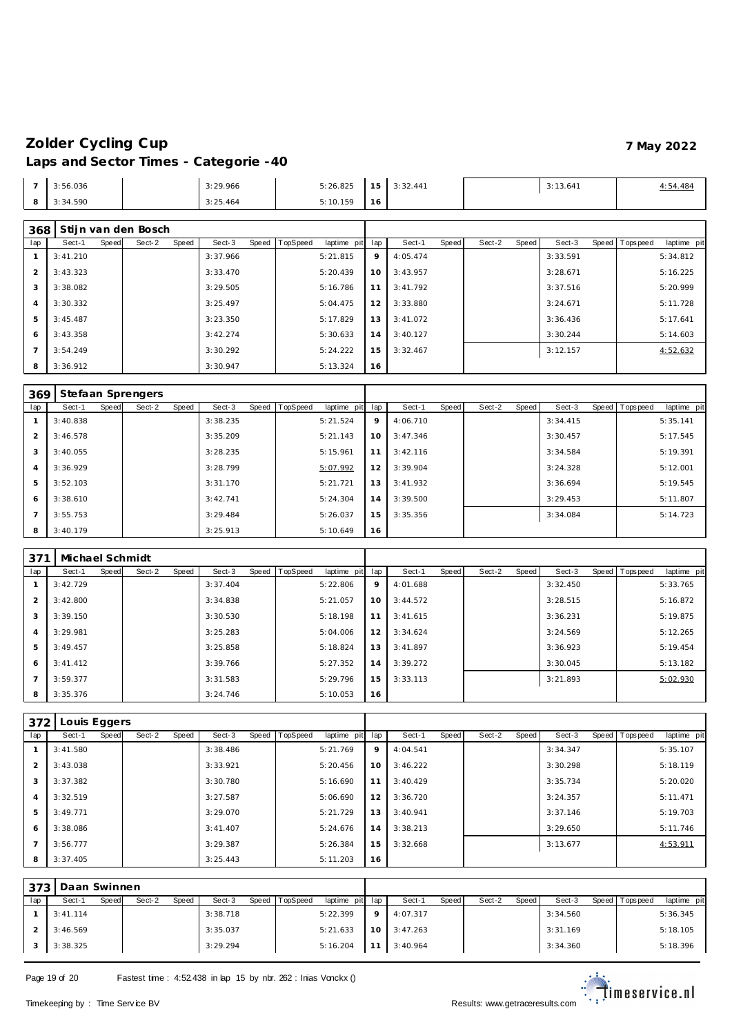# Zolder Cycling Cup

**7 May 2022**

## Laps and Sector Times - Categorie -40

| lap | Sect-1 | Speed | Sect-2 | Speed | Sect-3 | Speed | TopSpeed | laptime pit | lap | Sect-1 | Speed | Sect-2 | Speed | Sect-3 | Speed | Topspeed | laptime pit |
|---|---|---|---|---|---|---|---|---|---|---|---|---|---|---|---|---|---|
| 7 | 3:56.036 | | | | 3:29.966 | | | 5:26.825 | 15 | 3:32.441 | | | | 3:13.641 | | | 4:54.484 |
| 8 | 3:34.590 | | | | 3:25.464 | | | 5:10.159 | 16 | | | | | | | | |

### 368 Stijn van den Bosch

| lap | Sect-1 | Speed | Sect-2 | Speed | Sect-3 | Speed | TopSpeed | laptime pit | lap | Sect-1 | Speed | Sect-2 | Speed | Sect-3 | Speed | Topspeed | laptime pit |
|---|---|---|---|---|---|---|---|---|---|---|---|---|---|---|---|---|---|
| 1 | 3:41.210 | | | | 3:37.966 | | | 5:21.815 | 9 | 4:05.474 | | | | 3:33.591 | | | 5:34.812 |
| 2 | 3:43.323 | | | | 3:33.470 | | | 5:20.439 | 10 | 3:43.957 | | | | 3:28.671 | | | 5:16.225 |
| 3 | 3:38.082 | | | | 3:29.505 | | | 5:16.786 | 11 | 3:41.792 | | | | 3:37.516 | | | 5:20.999 |
| 4 | 3:30.332 | | | | 3:25.497 | | | 5:04.475 | 12 | 3:33.880 | | | | 3:24.671 | | | 5:11.728 |
| 5 | 3:45.487 | | | | 3:23.350 | | | 5:17.829 | 13 | 3:41.072 | | | | 3:36.436 | | | 5:17.641 |
| 6 | 3:43.358 | | | | 3:42.274 | | | 5:30.633 | 14 | 3:40.127 | | | | 3:30.244 | | | 5:14.603 |
| 7 | 3:54.249 | | | | 3:30.292 | | | 5:24.222 | 15 | 3:32.467 | | | | 3:12.157 | | | 4:52.632 |
| 8 | 3:36.912 | | | | 3:30.947 | | | 5:13.324 | 16 | | | | | | | | |

### 369 Stefaan Sprengers

| lap | Sect-1 | Speed | Sect-2 | Speed | Sect-3 | Speed | TopSpeed | laptime pit | lap | Sect-1 | Speed | Sect-2 | Speed | Sect-3 | Speed | Topspeed | laptime pit |
|---|---|---|---|---|---|---|---|---|---|---|---|---|---|---|---|---|---|
| 1 | 3:40.838 | | | | 3:38.235 | | | 5:21.524 | 9 | 4:06.710 | | | | 3:34.415 | | | 5:35.141 |
| 2 | 3:46.578 | | | | 3:35.209 | | | 5:21.143 | 10 | 3:47.346 | | | | 3:30.457 | | | 5:17.545 |
| 3 | 3:40.055 | | | | 3:28.235 | | | 5:15.961 | 11 | 3:42.116 | | | | 3:34.584 | | | 5:19.391 |
| 4 | 3:36.929 | | | | 3:28.799 | | | 5:07.992 | 12 | 3:39.904 | | | | 3:24.328 | | | 5:12.001 |
| 5 | 3:52.103 | | | | 3:31.170 | | | 5:21.721 | 13 | 3:41.932 | | | | 3:36.694 | | | 5:19.545 |
| 6 | 3:38.610 | | | | 3:42.741 | | | 5:24.304 | 14 | 3:39.500 | | | | 3:29.453 | | | 5:11.807 |
| 7 | 3:55.753 | | | | 3:29.484 | | | 5:26.037 | 15 | 3:35.356 | | | | 3:34.084 | | | 5:14.723 |
| 8 | 3:40.179 | | | | 3:25.913 | | | 5:10.649 | 16 | | | | | | | | |

### 371 Michael Schmidt

| lap | Sect-1 | Speed | Sect-2 | Speed | Sect-3 | Speed | TopSpeed | laptime pit | lap | Sect-1 | Speed | Sect-2 | Speed | Sect-3 | Speed | Topspeed | laptime pit |
|---|---|---|---|---|---|---|---|---|---|---|---|---|---|---|---|---|---|
| 1 | 3:42.729 | | | | 3:37.404 | | | 5:22.806 | 9 | 4:01.688 | | | | 3:32.450 | | | 5:33.765 |
| 2 | 3:42.800 | | | | 3:34.838 | | | 5:21.057 | 10 | 3:44.572 | | | | 3:28.515 | | | 5:16.872 |
| 3 | 3:39.150 | | | | 3:30.530 | | | 5:18.198 | 11 | 3:41.615 | | | | 3:36.231 | | | 5:19.875 |
| 4 | 3:29.981 | | | | 3:25.283 | | | 5:04.006 | 12 | 3:34.624 | | | | 3:24.569 | | | 5:12.265 |
| 5 | 3:49.457 | | | | 3:25.858 | | | 5:18.824 | 13 | 3:41.897 | | | | 3:36.923 | | | 5:19.454 |
| 6 | 3:41.412 | | | | 3:39.766 | | | 5:27.352 | 14 | 3:39.272 | | | | 3:30.045 | | | 5:13.182 |
| 7 | 3:59.377 | | | | 3:31.583 | | | 5:29.796 | 15 | 3:33.113 | | | | 3:21.893 | | | 5:02.930 |
| 8 | 3:35.376 | | | | 3:24.746 | | | 5:10.053 | 16 | | | | | | | | |

### 372 Louis Eggers

| lap | Sect-1 | Speed | Sect-2 | Speed | Sect-3 | Speed | TopSpeed | laptime pit | lap | Sect-1 | Speed | Sect-2 | Speed | Sect-3 | Speed | Topspeed | laptime pit |
|---|---|---|---|---|---|---|---|---|---|---|---|---|---|---|---|---|---|
| 1 | 3:41.580 | | | | 3:38.486 | | | 5:21.769 | 9 | 4:04.541 | | | | 3:34.347 | | | 5:35.107 |
| 2 | 3:43.038 | | | | 3:33.921 | | | 5:20.456 | 10 | 3:46.222 | | | | 3:30.298 | | | 5:18.119 |
| 3 | 3:37.382 | | | | 3:30.780 | | | 5:16.690 | 11 | 3:40.429 | | | | 3:35.734 | | | 5:20.020 |
| 4 | 3:32.519 | | | | 3:27.587 | | | 5:06.690 | 12 | 3:36.720 | | | | 3:24.357 | | | 5:11.471 |
| 5 | 3:49.771 | | | | 3:29.070 | | | 5:21.729 | 13 | 3:40.941 | | | | 3:37.146 | | | 5:19.703 |
| 6 | 3:38.086 | | | | 3:41.407 | | | 5:24.676 | 14 | 3:38.213 | | | | 3:29.650 | | | 5:11.746 |
| 7 | 3:56.777 | | | | 3:29.387 | | | 5:26.384 | 15 | 3:32.668 | | | | 3:13.677 | | | 4:53.911 |
| 8 | 3:37.405 | | | | 3:25.443 | | | 5:11.203 | 16 | | | | | | | | |

### 373 Daan Swinnen

| lap | Sect-1 | Speed | Sect-2 | Speed | Sect-3 | Speed | TopSpeed | laptime pit | lap | Sect-1 | Speed | Sect-2 | Speed | Sect-3 | Speed | Topspeed | laptime pit |
|---|---|---|---|---|---|---|---|---|---|---|---|---|---|---|---|---|---|
| 1 | 3:41.114 | | | | 3:38.718 | | | 5:22.399 | 9 | 4:07.317 | | | | 3:34.560 | | | 5:36.345 |
| 2 | 3:46.569 | | | | 3:35.037 | | | 5:21.633 | 10 | 3:47.263 | | | | 3:31.169 | | | 5:18.105 |
| 3 | 3:38.325 | | | | 3:29.294 | | | 5:16.204 | 11 | 3:40.964 | | | | 3:34.360 | | | 5:18.396 |

Fastest time : 4:52.438 in lap 15 by nbr. 262 : Inias Vonckx ()

Timekeeping by : Time Service BV

Results: www.getraceresults.com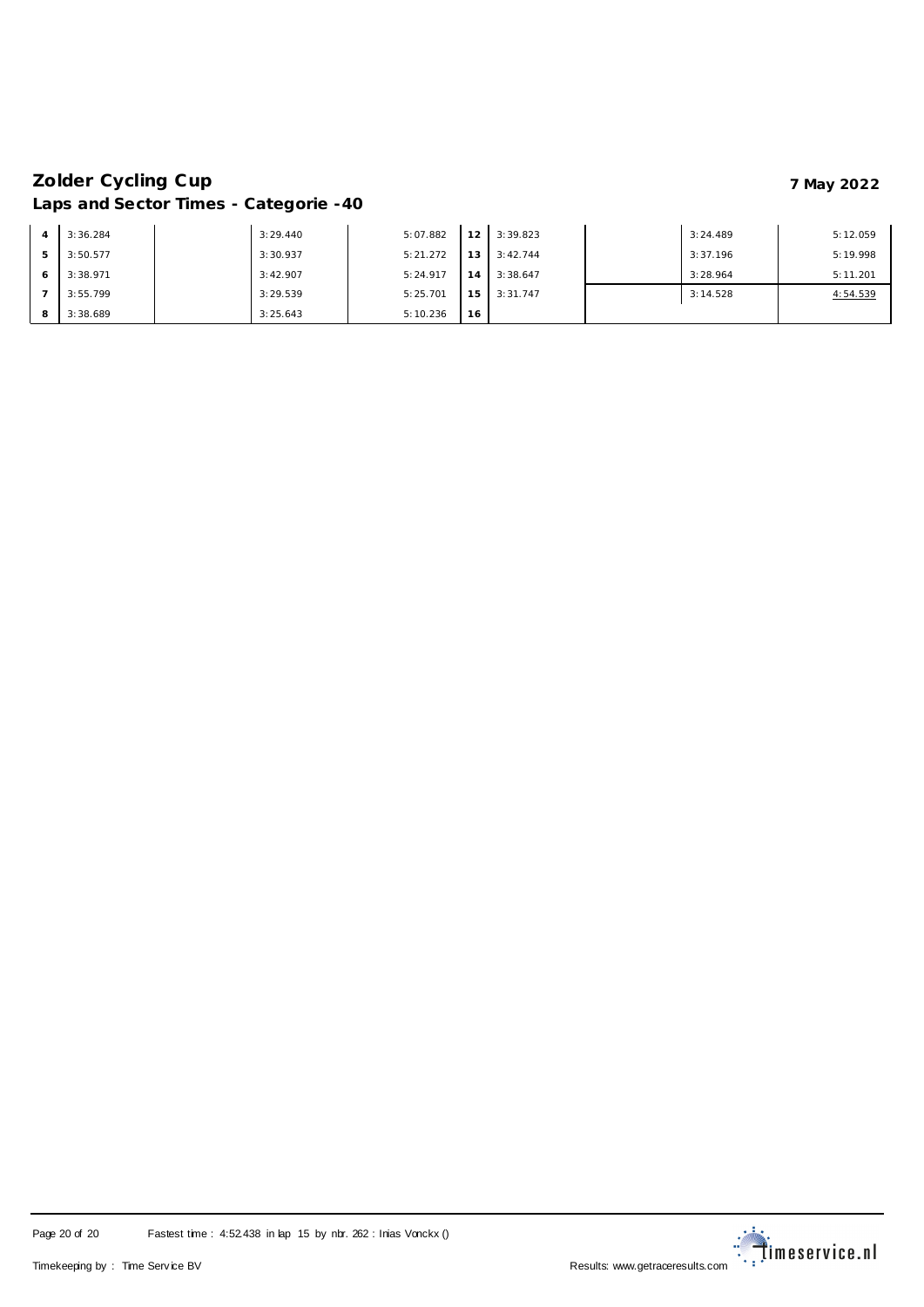## Zolder Cycling Cup

**7 May 2022**

### Laps and Sector Times - Categorie -40

| | | | | | | | | | |
|---|---|---|---|---|---|---|---|---|---|
| 4 | 3:36.284 | | 3:29.440 | 5:07.882 | 12 | 3:39.823 | | 3:24.489 | 5:12.059 |
| 5 | 3:50.577 | | 3:30.937 | 5:21.272 | 13 | 3:42.744 | | 3:37.196 | 5:19.998 |
| 6 | 3:38.971 | | 3:42.907 | 5:24.917 | 14 | 3:38.647 | | 3:28.964 | 5:11.201 |
| 7 | 3:55.799 | | 3:29.539 | 5:25.701 | 15 | 3:31.747 | | 3:14.528 | 4:54.539 |
| 8 | 3:38.689 | | 3:25.643 | 5:10.236 | 16 | | | | |

Fastest time : 4:52.438 in lap 15 by nbr. 262 : Inias Vonckx ()

Timekeeping by : Time Service BV

Results: www.getraceresults.com